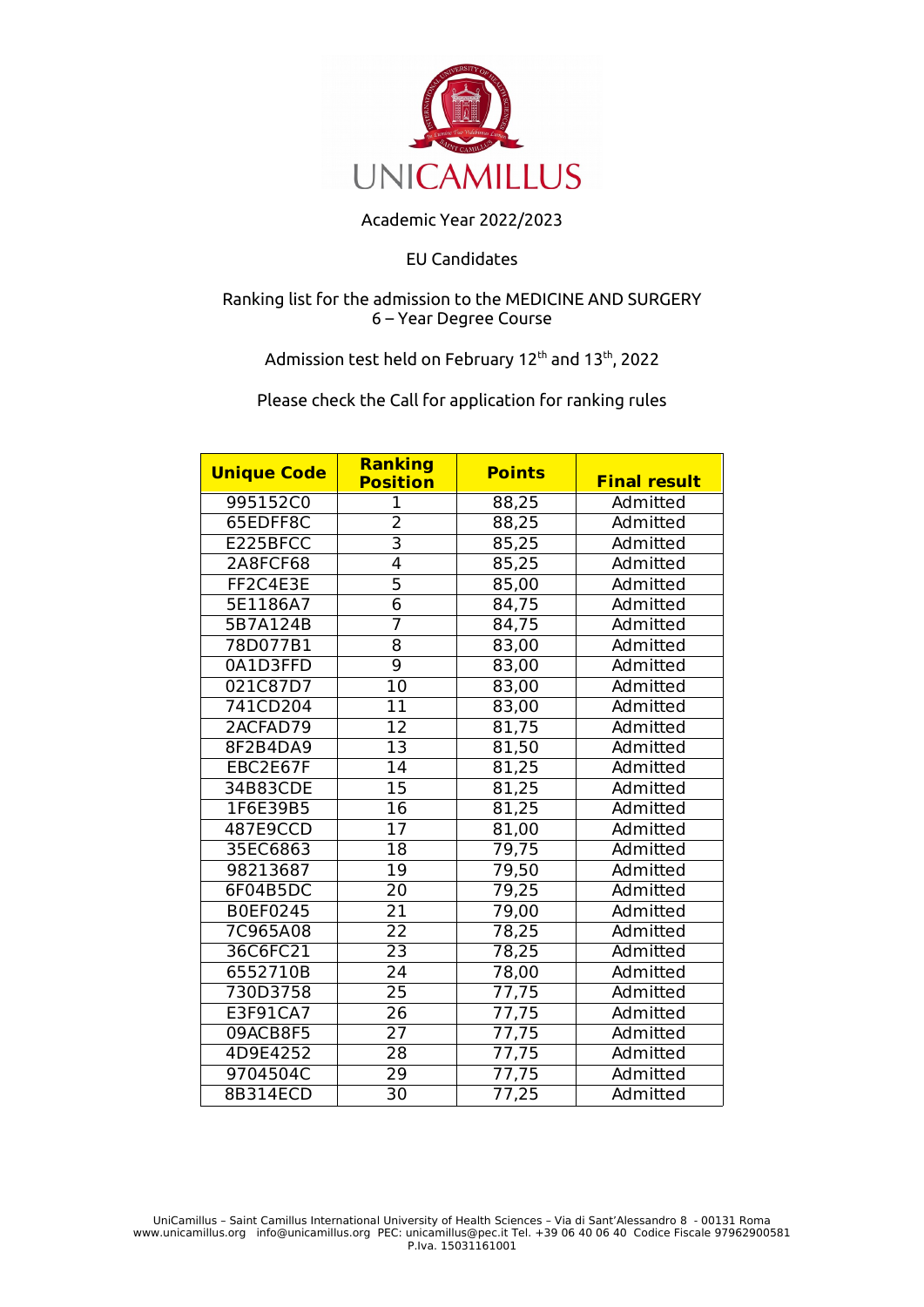UNICAMILLUS

Academic Year 2022/2023

EU Candidates

Ranking list for the admission to the MEDICINE AND SURGERY
6 – Year Degree Course

Admission test held on February 12th and 13th, 2022

Please check the Call for application for ranking rules

| Unique Code | Ranking Position | Points | Final result |
|---|---|---|---|
| 995152C0 | 1 | 88,25 | Admitted |
| 65EDFF8C | 2 | 88,25 | Admitted |
| E225BFCC | 3 | 85,25 | Admitted |
| 2A8FCF68 | 4 | 85,25 | Admitted |
| FF2C4E3E | 5 | 85,00 | Admitted |
| 5E1186A7 | 6 | 84,75 | Admitted |
| 5B7A124B | 7 | 84,75 | Admitted |
| 78D077B1 | 8 | 83,00 | Admitted |
| 0A1D3FFD | 9 | 83,00 | Admitted |
| 021C87D7 | 10 | 83,00 | Admitted |
| 741CD204 | 11 | 83,00 | Admitted |
| 2ACFAD79 | 12 | 81,75 | Admitted |
| 8F2B4DA9 | 13 | 81,50 | Admitted |
| EBC2E67F | 14 | 81,25 | Admitted |
| 34B83CDE | 15 | 81,25 | Admitted |
| 1F6E39B5 | 16 | 81,25 | Admitted |
| 487E9CCD | 17 | 81,00 | Admitted |
| 35EC6863 | 18 | 79,75 | Admitted |
| 98213687 | 19 | 79,50 | Admitted |
| 6F04B5DC | 20 | 79,25 | Admitted |
| B0EF0245 | 21 | 79,00 | Admitted |
| 7C965A08 | 22 | 78,25 | Admitted |
| 36C6FC21 | 23 | 78,25 | Admitted |
| 6552710B | 24 | 78,00 | Admitted |
| 730D3758 | 25 | 77,75 | Admitted |
| E3F91CA7 | 26 | 77,75 | Admitted |
| 09ACB8F5 | 27 | 77,75 | Admitted |
| 4D9E4252 | 28 | 77,75 | Admitted |
| 9704504C | 29 | 77,75 | Admitted |
| 8B314ECD | 30 | 77,25 | Admitted |

UniCamillus – Saint Camillus International University of Health Sciences – Via di Sant'Alessandro 8 - 00131 Roma
www.unicamillus.org info@unicamillus.org PEC: unicamillus@pec.it Tel. +39 06 40 06 40 Codice Fiscale 97962900581
P.Iva. 15031161001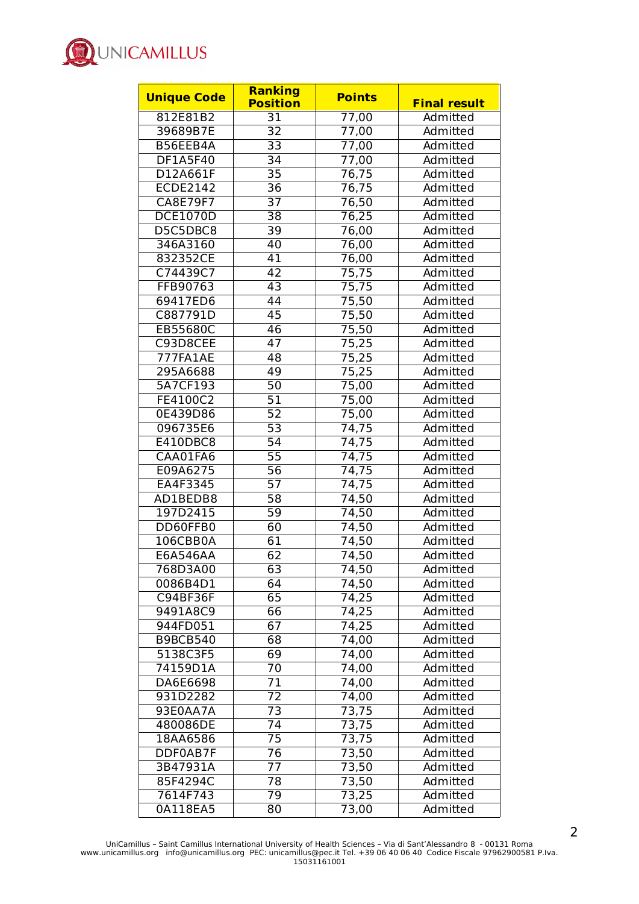| Unique Code | Ranking Position | Points | Final result |
|---|---|---|---|
| 812E81B2 | 31 | 77,00 | Admitted |
| 39689B7E | 32 | 77,00 | Admitted |
| B56EEB4A | 33 | 77,00 | Admitted |
| DF1A5F40 | 34 | 77,00 | Admitted |
| D12A661F | 35 | 76,75 | Admitted |
| ECDE2142 | 36 | 76,75 | Admitted |
| CA8E79F7 | 37 | 76,50 | Admitted |
| DCE1070D | 38 | 76,25 | Admitted |
| D5C5DBC8 | 39 | 76,00 | Admitted |
| 346A3160 | 40 | 76,00 | Admitted |
| 832352CE | 41 | 76,00 | Admitted |
| C74439C7 | 42 | 75,75 | Admitted |
| FFB90763 | 43 | 75,75 | Admitted |
| 69417ED6 | 44 | 75,50 | Admitted |
| C887791D | 45 | 75,50 | Admitted |
| EB55680C | 46 | 75,50 | Admitted |
| C93D8CEE | 47 | 75,25 | Admitted |
| 777FA1AE | 48 | 75,25 | Admitted |
| 295A6688 | 49 | 75,25 | Admitted |
| 5A7CF193 | 50 | 75,00 | Admitted |
| FE4100C2 | 51 | 75,00 | Admitted |
| 0E439D86 | 52 | 75,00 | Admitted |
| 096735E6 | 53 | 74,75 | Admitted |
| E410DBC8 | 54 | 74,75 | Admitted |
| CAA01FA6 | 55 | 74,75 | Admitted |
| E09A6275 | 56 | 74,75 | Admitted |
| EA4F3345 | 57 | 74,75 | Admitted |
| AD1BEDB8 | 58 | 74,50 | Admitted |
| 197D2415 | 59 | 74,50 | Admitted |
| DD60FFB0 | 60 | 74,50 | Admitted |
| 106CBB0A | 61 | 74,50 | Admitted |
| E6A546AA | 62 | 74,50 | Admitted |
| 768D3A00 | 63 | 74,50 | Admitted |
| 0086B4D1 | 64 | 74,50 | Admitted |
| C94BF36F | 65 | 74,25 | Admitted |
| 9491A8C9 | 66 | 74,25 | Admitted |
| 944FD051 | 67 | 74,25 | Admitted |
| B9BCB540 | 68 | 74,00 | Admitted |
| 5138C3F5 | 69 | 74,00 | Admitted |
| 74159D1A | 70 | 74,00 | Admitted |
| DA6E6698 | 71 | 74,00 | Admitted |
| 931D2282 | 72 | 74,00 | Admitted |
| 93E0AA7A | 73 | 73,75 | Admitted |
| 480086DE | 74 | 73,75 | Admitted |
| 18AA6586 | 75 | 73,75 | Admitted |
| DDF0AB7F | 76 | 73,50 | Admitted |
| 3B47931A | 77 | 73,50 | Admitted |
| 85F4294C | 78 | 73,50 | Admitted |
| 7614F743 | 79 | 73,25 | Admitted |
| 0A118EA5 | 80 | 73,00 | Admitted |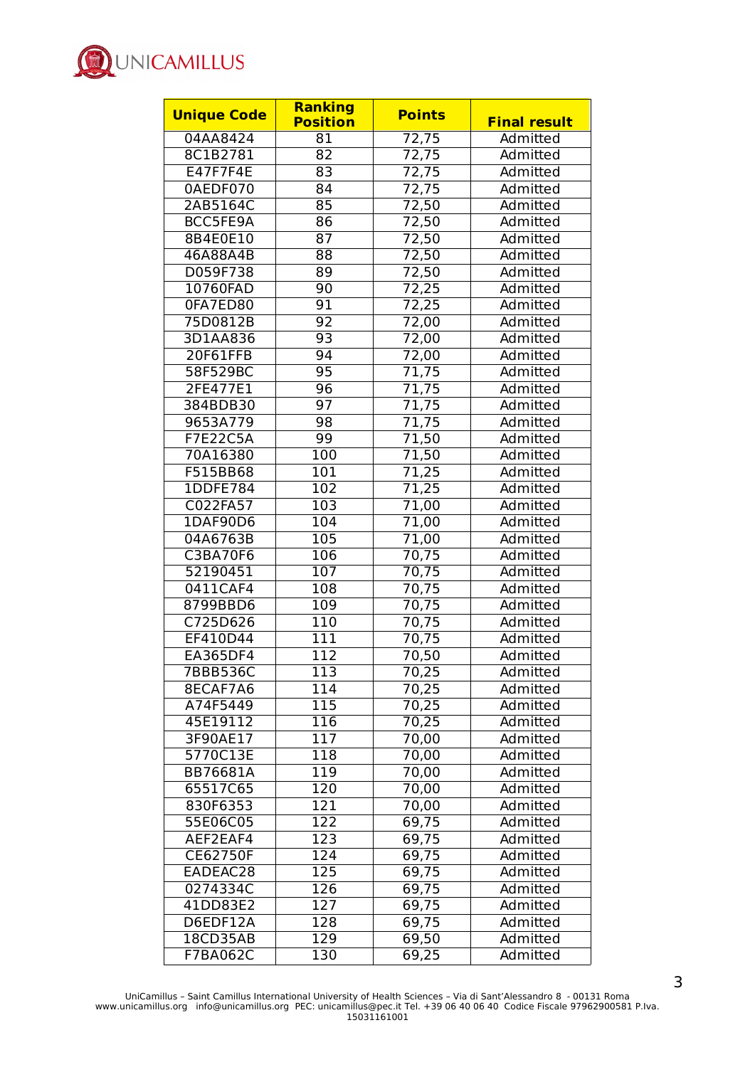| Unique Code | Ranking Position | Points | Final result |
|---|---|---|---|
| 04AA8424 | 81 | 72,75 | Admitted |
| 8C1B2781 | 82 | 72,75 | Admitted |
| E47F7F4E | 83 | 72,75 | Admitted |
| 0AEDF070 | 84 | 72,75 | Admitted |
| 2AB5164C | 85 | 72,50 | Admitted |
| BCC5FE9A | 86 | 72,50 | Admitted |
| 8B4E0E10 | 87 | 72,50 | Admitted |
| 46A88A4B | 88 | 72,50 | Admitted |
| D059F738 | 89 | 72,50 | Admitted |
| 10760FAD | 90 | 72,25 | Admitted |
| 0FA7ED80 | 91 | 72,25 | Admitted |
| 75D0812B | 92 | 72,00 | Admitted |
| 3D1AA836 | 93 | 72,00 | Admitted |
| 20F61FFB | 94 | 72,00 | Admitted |
| 58F529BC | 95 | 71,75 | Admitted |
| 2FE477E1 | 96 | 71,75 | Admitted |
| 384BDB30 | 97 | 71,75 | Admitted |
| 9653A779 | 98 | 71,75 | Admitted |
| F7E22C5A | 99 | 71,50 | Admitted |
| 70A16380 | 100 | 71,50 | Admitted |
| F515BB68 | 101 | 71,25 | Admitted |
| 1DDFE784 | 102 | 71,25 | Admitted |
| C022FA57 | 103 | 71,00 | Admitted |
| 1DAF90D6 | 104 | 71,00 | Admitted |
| 04A6763B | 105 | 71,00 | Admitted |
| C3BA70F6 | 106 | 70,75 | Admitted |
| 52190451 | 107 | 70,75 | Admitted |
| 0411CAF4 | 108 | 70,75 | Admitted |
| 8799BBD6 | 109 | 70,75 | Admitted |
| C725D626 | 110 | 70,75 | Admitted |
| EF410D44 | 111 | 70,75 | Admitted |
| EA365DF4 | 112 | 70,50 | Admitted |
| 7BBB536C | 113 | 70,25 | Admitted |
| 8ECAF7A6 | 114 | 70,25 | Admitted |
| A74F5449 | 115 | 70,25 | Admitted |
| 45E19112 | 116 | 70,25 | Admitted |
| 3F90AE17 | 117 | 70,00 | Admitted |
| 5770C13E | 118 | 70,00 | Admitted |
| BB76681A | 119 | 70,00 | Admitted |
| 65517C65 | 120 | 70,00 | Admitted |
| 830F6353 | 121 | 70,00 | Admitted |
| 55E06C05 | 122 | 69,75 | Admitted |
| AEF2EAF4 | 123 | 69,75 | Admitted |
| CE62750F | 124 | 69,75 | Admitted |
| EADEAC28 | 125 | 69,75 | Admitted |
| 0274334C | 126 | 69,75 | Admitted |
| 41DD83E2 | 127 | 69,75 | Admitted |
| D6EDF12A | 128 | 69,75 | Admitted |
| 18CD35AB | 129 | 69,50 | Admitted |
| F7BA062C | 130 | 69,25 | Admitted |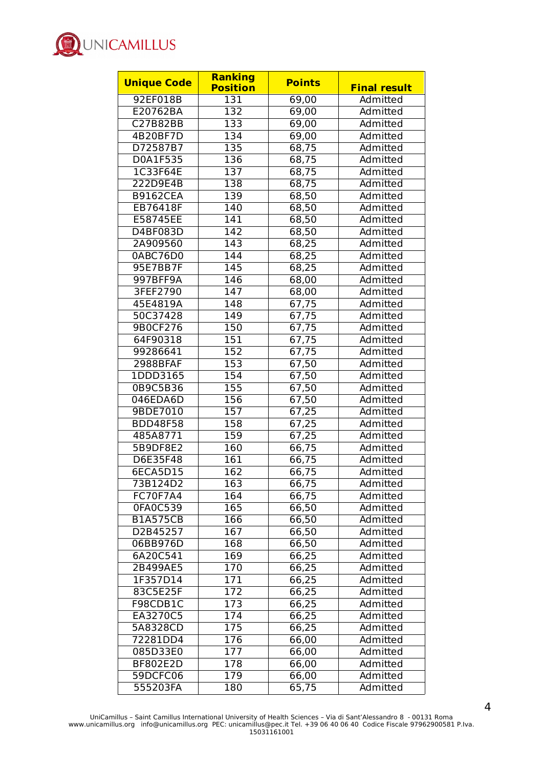| Unique Code | Ranking Position | Points | Final result |
|---|---|---|---|
| 92EF018B | 131 | 69,00 | Admitted |
| E20762BA | 132 | 69,00 | Admitted |
| C27B82BB | 133 | 69,00 | Admitted |
| 4B20BF7D | 134 | 69,00 | Admitted |
| D72587B7 | 135 | 68,75 | Admitted |
| D0A1F535 | 136 | 68,75 | Admitted |
| 1C33F64E | 137 | 68,75 | Admitted |
| 222D9E4B | 138 | 68,75 | Admitted |
| B9162CEA | 139 | 68,50 | Admitted |
| EB76418F | 140 | 68,50 | Admitted |
| E58745EE | 141 | 68,50 | Admitted |
| D4BF083D | 142 | 68,50 | Admitted |
| 2A909560 | 143 | 68,25 | Admitted |
| 0ABC76D0 | 144 | 68,25 | Admitted |
| 95E7BB7F | 145 | 68,25 | Admitted |
| 997BFF9A | 146 | 68,00 | Admitted |
| 3FEF2790 | 147 | 68,00 | Admitted |
| 45E4819A | 148 | 67,75 | Admitted |
| 50C37428 | 149 | 67,75 | Admitted |
| 9B0CF276 | 150 | 67,75 | Admitted |
| 64F90318 | 151 | 67,75 | Admitted |
| 99286641 | 152 | 67,75 | Admitted |
| 2988BFAF | 153 | 67,50 | Admitted |
| 1DDD3165 | 154 | 67,50 | Admitted |
| 0B9C5B36 | 155 | 67,50 | Admitted |
| 046EDA6D | 156 | 67,50 | Admitted |
| 9BDE7010 | 157 | 67,25 | Admitted |
| BDD48F58 | 158 | 67,25 | Admitted |
| 485A8771 | 159 | 67,25 | Admitted |
| 5B9DF8E2 | 160 | 66,75 | Admitted |
| D6E35F48 | 161 | 66,75 | Admitted |
| 6ECA5D15 | 162 | 66,75 | Admitted |
| 73B124D2 | 163 | 66,75 | Admitted |
| FC70F7A4 | 164 | 66,75 | Admitted |
| 0FA0C539 | 165 | 66,50 | Admitted |
| B1A575CB | 166 | 66,50 | Admitted |
| D2B45257 | 167 | 66,50 | Admitted |
| 06BB976D | 168 | 66,50 | Admitted |
| 6A20C541 | 169 | 66,25 | Admitted |
| 2B499AE5 | 170 | 66,25 | Admitted |
| 1F357D14 | 171 | 66,25 | Admitted |
| 83C5E25F | 172 | 66,25 | Admitted |
| F98CDB1C | 173 | 66,25 | Admitted |
| EA3270C5 | 174 | 66,25 | Admitted |
| 5A8328CD | 175 | 66,25 | Admitted |
| 72281DD4 | 176 | 66,00 | Admitted |
| 085D33E0 | 177 | 66,00 | Admitted |
| BF802E2D | 178 | 66,00 | Admitted |
| 59DCFC06 | 179 | 66,00 | Admitted |
| 555203FA | 180 | 65,75 | Admitted |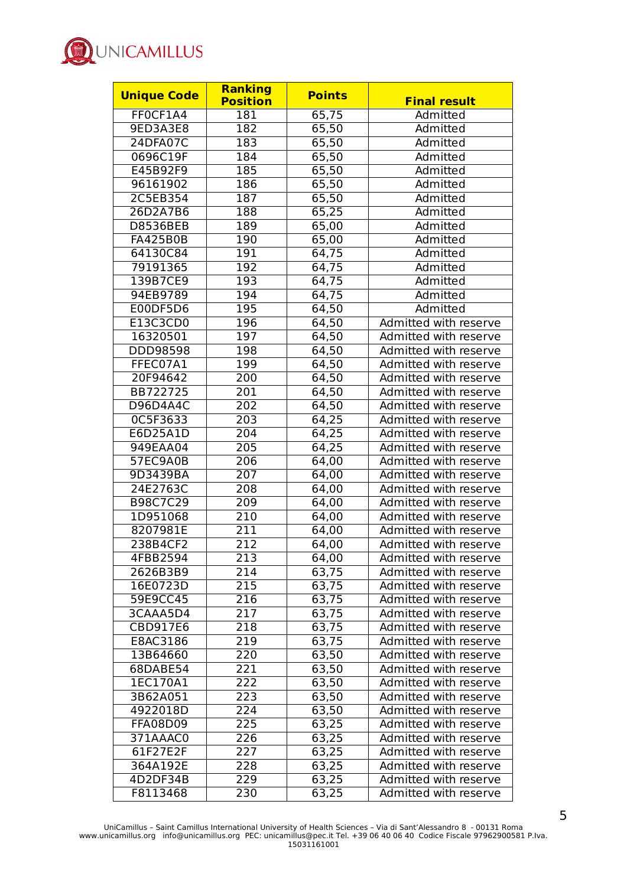| Unique Code | Ranking Position | Points | Final result |
|---|---|---|---|
| FF0CF1A4 | 181 | 65,75 | Admitted |
| 9ED3A3E8 | 182 | 65,50 | Admitted |
| 24DFA07C | 183 | 65,50 | Admitted |
| 0696C19F | 184 | 65,50 | Admitted |
| E45B92F9 | 185 | 65,50 | Admitted |
| 96161902 | 186 | 65,50 | Admitted |
| 2C5EB354 | 187 | 65,50 | Admitted |
| 26D2A7B6 | 188 | 65,25 | Admitted |
| D8536BEB | 189 | 65,00 | Admitted |
| FA425B0B | 190 | 65,00 | Admitted |
| 64130C84 | 191 | 64,75 | Admitted |
| 79191365 | 192 | 64,75 | Admitted |
| 139B7CE9 | 193 | 64,75 | Admitted |
| 94EB9789 | 194 | 64,75 | Admitted |
| E00DF5D6 | 195 | 64,50 | Admitted |
| E13C3CD0 | 196 | 64,50 | Admitted with reserve |
| 16320501 | 197 | 64,50 | Admitted with reserve |
| DDD98598 | 198 | 64,50 | Admitted with reserve |
| FFEC07A1 | 199 | 64,50 | Admitted with reserve |
| 20F94642 | 200 | 64,50 | Admitted with reserve |
| BB722725 | 201 | 64,50 | Admitted with reserve |
| D96D4A4C | 202 | 64,50 | Admitted with reserve |
| 0C5F3633 | 203 | 64,25 | Admitted with reserve |
| E6D25A1D | 204 | 64,25 | Admitted with reserve |
| 949EAA04 | 205 | 64,25 | Admitted with reserve |
| 57EC9A0B | 206 | 64,00 | Admitted with reserve |
| 9D3439BA | 207 | 64,00 | Admitted with reserve |
| 24E2763C | 208 | 64,00 | Admitted with reserve |
| B98C7C29 | 209 | 64,00 | Admitted with reserve |
| 1D951068 | 210 | 64,00 | Admitted with reserve |
| 8207981E | 211 | 64,00 | Admitted with reserve |
| 238B4CF2 | 212 | 64,00 | Admitted with reserve |
| 4FBB2594 | 213 | 64,00 | Admitted with reserve |
| 2626B3B9 | 214 | 63,75 | Admitted with reserve |
| 16E0723D | 215 | 63,75 | Admitted with reserve |
| 59E9CC45 | 216 | 63,75 | Admitted with reserve |
| 3CAAA5D4 | 217 | 63,75 | Admitted with reserve |
| CBD917E6 | 218 | 63,75 | Admitted with reserve |
| E8AC3186 | 219 | 63,75 | Admitted with reserve |
| 13B64660 | 220 | 63,50 | Admitted with reserve |
| 68DABE54 | 221 | 63,50 | Admitted with reserve |
| 1EC170A1 | 222 | 63,50 | Admitted with reserve |
| 3B62A051 | 223 | 63,50 | Admitted with reserve |
| 4922018D | 224 | 63,50 | Admitted with reserve |
| FFA08D09 | 225 | 63,25 | Admitted with reserve |
| 371AAAC0 | 226 | 63,25 | Admitted with reserve |
| 61F27E2F | 227 | 63,25 | Admitted with reserve |
| 364A192E | 228 | 63,25 | Admitted with reserve |
| 4D2DF34B | 229 | 63,25 | Admitted with reserve |
| F8113468 | 230 | 63,25 | Admitted with reserve |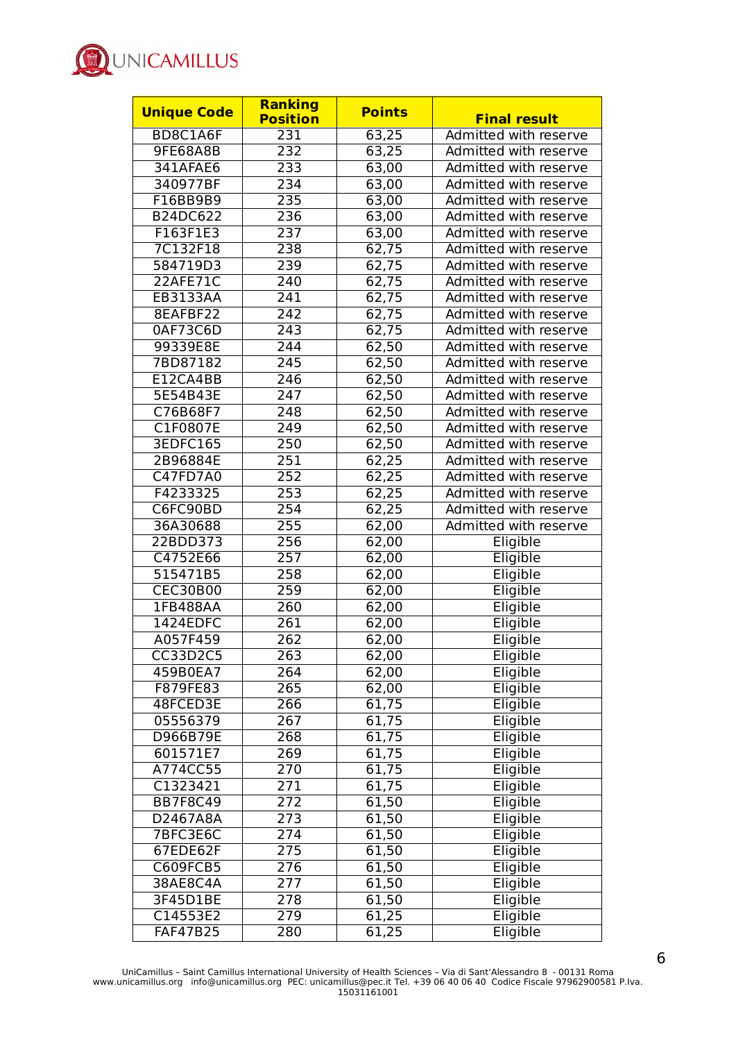| Unique Code | Ranking Position | Points | Final result |
|---|---|---|---|
| BD8C1A6F | 231 | 63,25 | Admitted with reserve |
| 9FE68A8B | 232 | 63,25 | Admitted with reserve |
| 341AFAE6 | 233 | 63,00 | Admitted with reserve |
| 340977BF | 234 | 63,00 | Admitted with reserve |
| F16BB9B9 | 235 | 63,00 | Admitted with reserve |
| B24DC622 | 236 | 63,00 | Admitted with reserve |
| F163F1E3 | 237 | 63,00 | Admitted with reserve |
| 7C132F18 | 238 | 62,75 | Admitted with reserve |
| 584719D3 | 239 | 62,75 | Admitted with reserve |
| 22AFE71C | 240 | 62,75 | Admitted with reserve |
| EB3133AA | 241 | 62,75 | Admitted with reserve |
| 8EAFBF22 | 242 | 62,75 | Admitted with reserve |
| 0AF73C6D | 243 | 62,75 | Admitted with reserve |
| 99339E8E | 244 | 62,50 | Admitted with reserve |
| 7BD87182 | 245 | 62,50 | Admitted with reserve |
| E12CA4BB | 246 | 62,50 | Admitted with reserve |
| 5E54B43E | 247 | 62,50 | Admitted with reserve |
| C76B68F7 | 248 | 62,50 | Admitted with reserve |
| C1F0807E | 249 | 62,50 | Admitted with reserve |
| 3EDFC165 | 250 | 62,50 | Admitted with reserve |
| 2B96884E | 251 | 62,25 | Admitted with reserve |
| C47FD7A0 | 252 | 62,25 | Admitted with reserve |
| F4233325 | 253 | 62,25 | Admitted with reserve |
| C6FC90BD | 254 | 62,25 | Admitted with reserve |
| 36A30688 | 255 | 62,00 | Admitted with reserve |
| 22BDD373 | 256 | 62,00 | Eligible |
| C4752E66 | 257 | 62,00 | Eligible |
| 515471B5 | 258 | 62,00 | Eligible |
| CEC30B00 | 259 | 62,00 | Eligible |
| 1FB488AA | 260 | 62,00 | Eligible |
| 1424EDFC | 261 | 62,00 | Eligible |
| A057F459 | 262 | 62,00 | Eligible |
| CC33D2C5 | 263 | 62,00 | Eligible |
| 459B0EA7 | 264 | 62,00 | Eligible |
| F879FE83 | 265 | 62,00 | Eligible |
| 48FCED3E | 266 | 61,75 | Eligible |
| 05556379 | 267 | 61,75 | Eligible |
| D966B79E | 268 | 61,75 | Eligible |
| 601571E7 | 269 | 61,75 | Eligible |
| A774CC55 | 270 | 61,75 | Eligible |
| C1323421 | 271 | 61,75 | Eligible |
| BB7F8C49 | 272 | 61,50 | Eligible |
| D2467A8A | 273 | 61,50 | Eligible |
| 7BFC3E6C | 274 | 61,50 | Eligible |
| 67EDE62F | 275 | 61,50 | Eligible |
| C609FCB5 | 276 | 61,50 | Eligible |
| 38AE8C4A | 277 | 61,50 | Eligible |
| 3F45D1BE | 278 | 61,50 | Eligible |
| C14553E2 | 279 | 61,25 | Eligible |
| FAF47B25 | 280 | 61,25 | Eligible |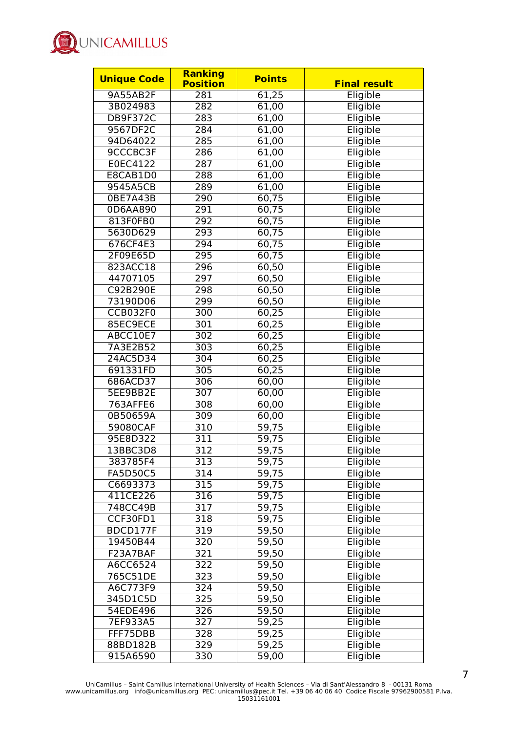| Unique Code | Ranking Position | Points | Final result |
|---|---|---|---|
| 9A55AB2F | 281 | 61,25 | Eligible |
| 3B024983 | 282 | 61,00 | Eligible |
| DB9F372C | 283 | 61,00 | Eligible |
| 9567DF2C | 284 | 61,00 | Eligible |
| 94D64022 | 285 | 61,00 | Eligible |
| 9CCCBC3F | 286 | 61,00 | Eligible |
| E0EC4122 | 287 | 61,00 | Eligible |
| E8CAB1D0 | 288 | 61,00 | Eligible |
| 9545A5CB | 289 | 61,00 | Eligible |
| 0BE7A43B | 290 | 60,75 | Eligible |
| 0D6AA890 | 291 | 60,75 | Eligible |
| 813F0FB0 | 292 | 60,75 | Eligible |
| 5630D629 | 293 | 60,75 | Eligible |
| 676CF4E3 | 294 | 60,75 | Eligible |
| 2F09E65D | 295 | 60,75 | Eligible |
| 823ACC18 | 296 | 60,50 | Eligible |
| 44707105 | 297 | 60,50 | Eligible |
| C92B290E | 298 | 60,50 | Eligible |
| 73190D06 | 299 | 60,50 | Eligible |
| CCB032F0 | 300 | 60,25 | Eligible |
| 85EC9ECE | 301 | 60,25 | Eligible |
| ABCC10E7 | 302 | 60,25 | Eligible |
| 7A3E2B52 | 303 | 60,25 | Eligible |
| 24AC5D34 | 304 | 60,25 | Eligible |
| 691331FD | 305 | 60,25 | Eligible |
| 686ACD37 | 306 | 60,00 | Eligible |
| 5EE9BB2E | 307 | 60,00 | Eligible |
| 763AFFE6 | 308 | 60,00 | Eligible |
| 0B50659A | 309 | 60,00 | Eligible |
| 59080CAF | 310 | 59,75 | Eligible |
| 95E8D322 | 311 | 59,75 | Eligible |
| 13BBC3D8 | 312 | 59,75 | Eligible |
| 383785F4 | 313 | 59,75 | Eligible |
| FA5D50C5 | 314 | 59,75 | Eligible |
| C6693373 | 315 | 59,75 | Eligible |
| 411CE226 | 316 | 59,75 | Eligible |
| 748CC49B | 317 | 59,75 | Eligible |
| CCF30FD1 | 318 | 59,75 | Eligible |
| BDCD177F | 319 | 59,50 | Eligible |
| 19450B44 | 320 | 59,50 | Eligible |
| F23A7BAF | 321 | 59,50 | Eligible |
| A6CC6524 | 322 | 59,50 | Eligible |
| 765C51DE | 323 | 59,50 | Eligible |
| A6C773F9 | 324 | 59,50 | Eligible |
| 345D1C5D | 325 | 59,50 | Eligible |
| 54EDE496 | 326 | 59,50 | Eligible |
| 7EF933A5 | 327 | 59,25 | Eligible |
| FFF75DBB | 328 | 59,25 | Eligible |
| 88BD182B | 329 | 59,25 | Eligible |
| 915A6590 | 330 | 59,00 | Eligible |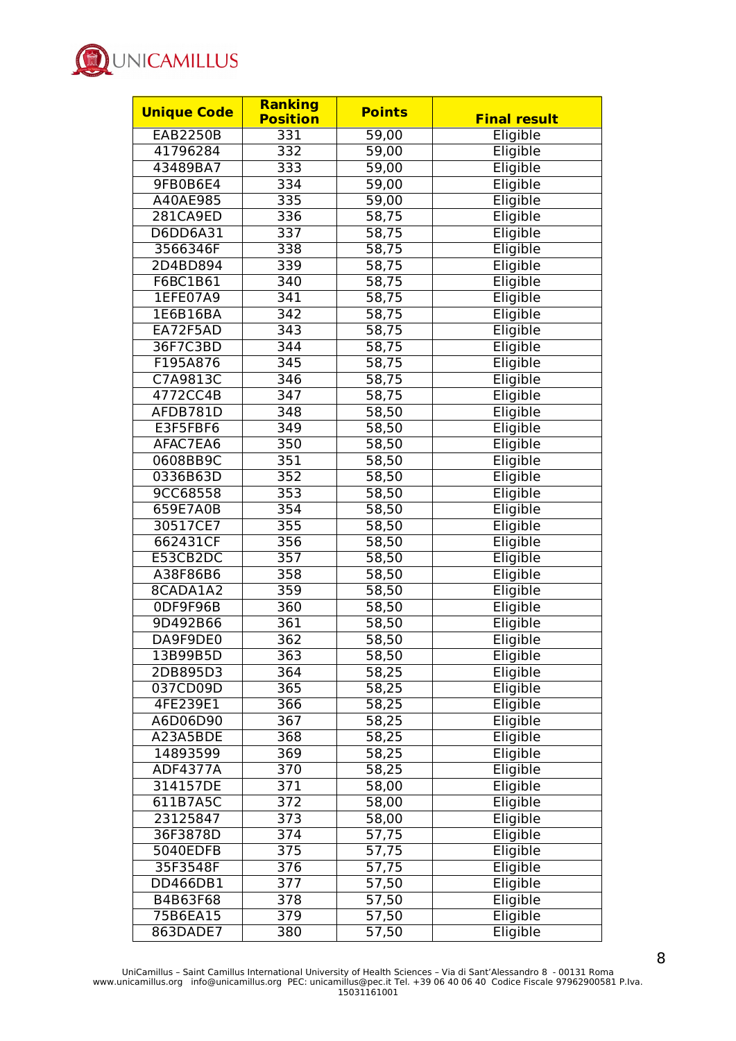| Unique Code | Ranking Position | Points | Final result |
|---|---|---|---|
| EAB2250B | 331 | 59,00 | Eligible |
| 41796284 | 332 | 59,00 | Eligible |
| 43489BA7 | 333 | 59,00 | Eligible |
| 9FB0B6E4 | 334 | 59,00 | Eligible |
| A40AE985 | 335 | 59,00 | Eligible |
| 281CA9ED | 336 | 58,75 | Eligible |
| D6DD6A31 | 337 | 58,75 | Eligible |
| 3566346F | 338 | 58,75 | Eligible |
| 2D4BD894 | 339 | 58,75 | Eligible |
| F6BC1B61 | 340 | 58,75 | Eligible |
| 1EFE07A9 | 341 | 58,75 | Eligible |
| 1E6B16BA | 342 | 58,75 | Eligible |
| EA72F5AD | 343 | 58,75 | Eligible |
| 36F7C3BD | 344 | 58,75 | Eligible |
| F195A876 | 345 | 58,75 | Eligible |
| C7A9813C | 346 | 58,75 | Eligible |
| 4772CC4B | 347 | 58,75 | Eligible |
| AFDB781D | 348 | 58,50 | Eligible |
| E3F5FBF6 | 349 | 58,50 | Eligible |
| AFAC7EA6 | 350 | 58,50 | Eligible |
| 0608BB9C | 351 | 58,50 | Eligible |
| 0336B63D | 352 | 58,50 | Eligible |
| 9CC68558 | 353 | 58,50 | Eligible |
| 659E7A0B | 354 | 58,50 | Eligible |
| 30517CE7 | 355 | 58,50 | Eligible |
| 662431CF | 356 | 58,50 | Eligible |
| E53CB2DC | 357 | 58,50 | Eligible |
| A38F86B6 | 358 | 58,50 | Eligible |
| 8CADA1A2 | 359 | 58,50 | Eligible |
| 0DF9F96B | 360 | 58,50 | Eligible |
| 9D492B66 | 361 | 58,50 | Eligible |
| DA9F9DE0 | 362 | 58,50 | Eligible |
| 13B99B5D | 363 | 58,50 | Eligible |
| 2DB895D3 | 364 | 58,25 | Eligible |
| 037CD09D | 365 | 58,25 | Eligible |
| 4FE239E1 | 366 | 58,25 | Eligible |
| A6D06D90 | 367 | 58,25 | Eligible |
| A23A5BDE | 368 | 58,25 | Eligible |
| 14893599 | 369 | 58,25 | Eligible |
| ADF4377A | 370 | 58,25 | Eligible |
| 314157DE | 371 | 58,00 | Eligible |
| 611B7A5C | 372 | 58,00 | Eligible |
| 23125847 | 373 | 58,00 | Eligible |
| 36F3878D | 374 | 57,75 | Eligible |
| 5040EDFB | 375 | 57,75 | Eligible |
| 35F3548F | 376 | 57,75 | Eligible |
| DD466DB1 | 377 | 57,50 | Eligible |
| B4B63F68 | 378 | 57,50 | Eligible |
| 75B6EA15 | 379 | 57,50 | Eligible |
| 863DADE7 | 380 | 57,50 | Eligible |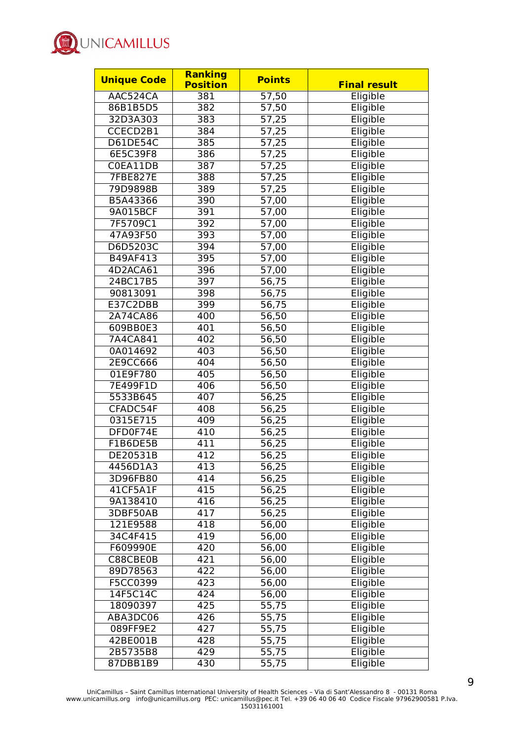| Unique Code | Ranking Position | Points | Final result |
|---|---|---|---|
| AAC524CA | 381 | 57,50 | Eligible |
| 86B1B5D5 | 382 | 57,50 | Eligible |
| 32D3A303 | 383 | 57,25 | Eligible |
| CCECD2B1 | 384 | 57,25 | Eligible |
| D61DE54C | 385 | 57,25 | Eligible |
| 6E5C39F8 | 386 | 57,25 | Eligible |
| C0EA11DB | 387 | 57,25 | Eligible |
| 7FBE827E | 388 | 57,25 | Eligible |
| 79D9898B | 389 | 57,25 | Eligible |
| B5A43366 | 390 | 57,00 | Eligible |
| 9A015BCF | 391 | 57,00 | Eligible |
| 7F5709C1 | 392 | 57,00 | Eligible |
| 47A93F50 | 393 | 57,00 | Eligible |
| D6D5203C | 394 | 57,00 | Eligible |
| B49AF413 | 395 | 57,00 | Eligible |
| 4D2ACA61 | 396 | 57,00 | Eligible |
| 24BC17B5 | 397 | 56,75 | Eligible |
| 90813091 | 398 | 56,75 | Eligible |
| E37C2DBB | 399 | 56,75 | Eligible |
| 2A74CA86 | 400 | 56,50 | Eligible |
| 609BB0E3 | 401 | 56,50 | Eligible |
| 7A4CA841 | 402 | 56,50 | Eligible |
| 0A014692 | 403 | 56,50 | Eligible |
| 2E9CC666 | 404 | 56,50 | Eligible |
| 01E9F780 | 405 | 56,50 | Eligible |
| 7E499F1D | 406 | 56,50 | Eligible |
| 5533B645 | 407 | 56,25 | Eligible |
| CFADC54F | 408 | 56,25 | Eligible |
| 0315E715 | 409 | 56,25 | Eligible |
| DFD0F74E | 410 | 56,25 | Eligible |
| F1B6DE5B | 411 | 56,25 | Eligible |
| DE20531B | 412 | 56,25 | Eligible |
| 4456D1A3 | 413 | 56,25 | Eligible |
| 3D96FB80 | 414 | 56,25 | Eligible |
| 41CF5A1F | 415 | 56,25 | Eligible |
| 9A138410 | 416 | 56,25 | Eligible |
| 3DBF50AB | 417 | 56,25 | Eligible |
| 121E9588 | 418 | 56,00 | Eligible |
| 34C4F415 | 419 | 56,00 | Eligible |
| F609990E | 420 | 56,00 | Eligible |
| C88CBE0B | 421 | 56,00 | Eligible |
| 89D78563 | 422 | 56,00 | Eligible |
| F5CC0399 | 423 | 56,00 | Eligible |
| 14F5C14C | 424 | 56,00 | Eligible |
| 18090397 | 425 | 55,75 | Eligible |
| ABA3DC06 | 426 | 55,75 | Eligible |
| 089FF9E2 | 427 | 55,75 | Eligible |
| 42BE001B | 428 | 55,75 | Eligible |
| 2B5735B8 | 429 | 55,75 | Eligible |
| 87DBB1B9 | 430 | 55,75 | Eligible |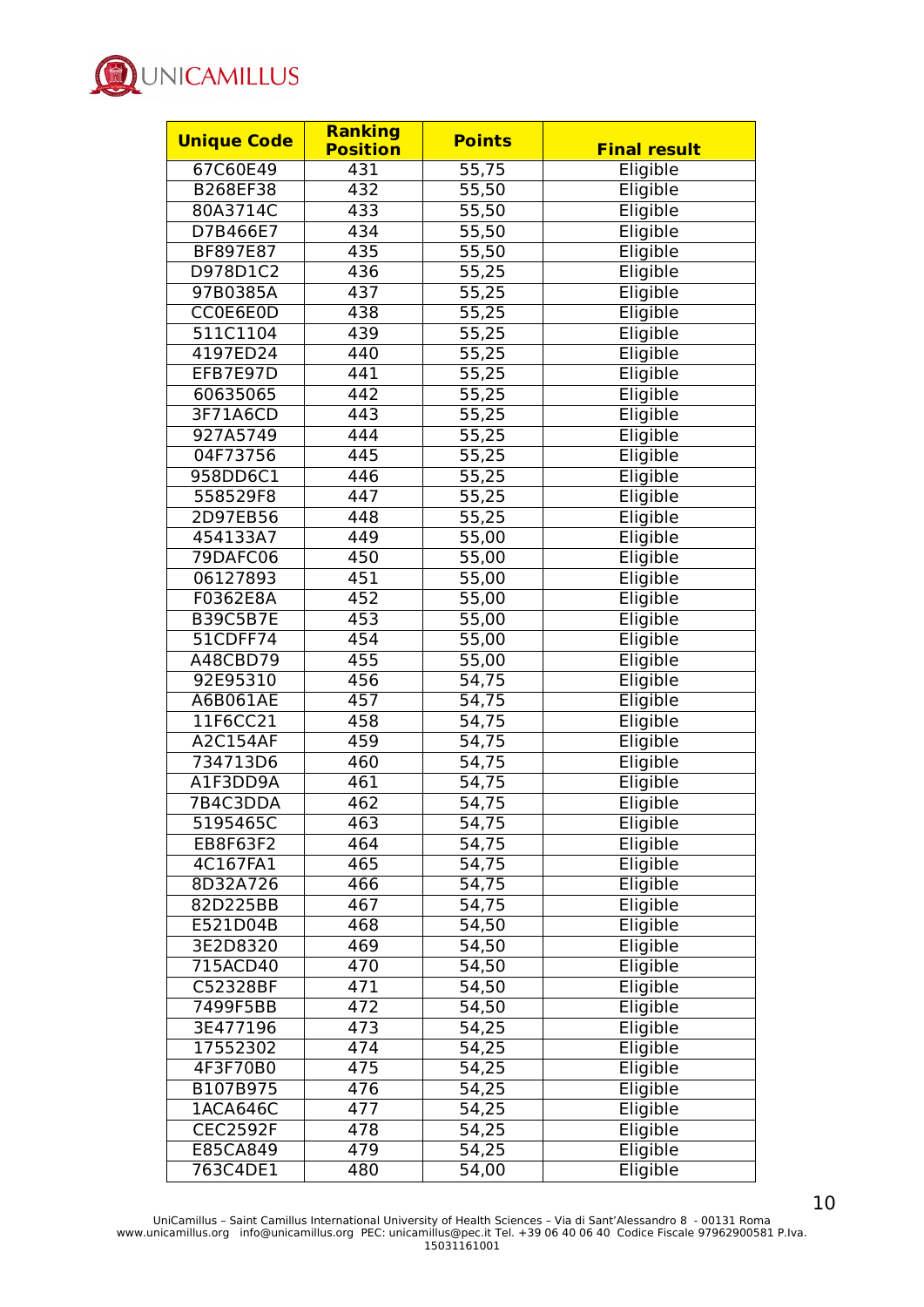| Unique Code | Ranking Position | Points | Final result |
|---|---|---|---|
| 67C60E49 | 431 | 55,75 | Eligible |
| B268EF38 | 432 | 55,50 | Eligible |
| 80A3714C | 433 | 55,50 | Eligible |
| D7B466E7 | 434 | 55,50 | Eligible |
| BF897E87 | 435 | 55,50 | Eligible |
| D978D1C2 | 436 | 55,25 | Eligible |
| 97B0385A | 437 | 55,25 | Eligible |
| CC0E6E0D | 438 | 55,25 | Eligible |
| 511C1104 | 439 | 55,25 | Eligible |
| 4197ED24 | 440 | 55,25 | Eligible |
| EFB7E97D | 441 | 55,25 | Eligible |
| 60635065 | 442 | 55,25 | Eligible |
| 3F71A6CD | 443 | 55,25 | Eligible |
| 927A5749 | 444 | 55,25 | Eligible |
| 04F73756 | 445 | 55,25 | Eligible |
| 958DD6C1 | 446 | 55,25 | Eligible |
| 558529F8 | 447 | 55,25 | Eligible |
| 2D97EB56 | 448 | 55,25 | Eligible |
| 454133A7 | 449 | 55,00 | Eligible |
| 79DAFC06 | 450 | 55,00 | Eligible |
| 06127893 | 451 | 55,00 | Eligible |
| F0362E8A | 452 | 55,00 | Eligible |
| B39C5B7E | 453 | 55,00 | Eligible |
| 51CDFF74 | 454 | 55,00 | Eligible |
| A48CBD79 | 455 | 55,00 | Eligible |
| 92E95310 | 456 | 54,75 | Eligible |
| A6B061AE | 457 | 54,75 | Eligible |
| 11F6CC21 | 458 | 54,75 | Eligible |
| A2C154AF | 459 | 54,75 | Eligible |
| 734713D6 | 460 | 54,75 | Eligible |
| A1F3DD9A | 461 | 54,75 | Eligible |
| 7B4C3DDA | 462 | 54,75 | Eligible |
| 5195465C | 463 | 54,75 | Eligible |
| EB8F63F2 | 464 | 54,75 | Eligible |
| 4C167FA1 | 465 | 54,75 | Eligible |
| 8D32A726 | 466 | 54,75 | Eligible |
| 82D225BB | 467 | 54,75 | Eligible |
| E521D04B | 468 | 54,50 | Eligible |
| 3E2D8320 | 469 | 54,50 | Eligible |
| 715ACD40 | 470 | 54,50 | Eligible |
| C52328BF | 471 | 54,50 | Eligible |
| 7499F5BB | 472 | 54,50 | Eligible |
| 3E477196 | 473 | 54,25 | Eligible |
| 17552302 | 474 | 54,25 | Eligible |
| 4F3F70B0 | 475 | 54,25 | Eligible |
| B107B975 | 476 | 54,25 | Eligible |
| 1ACA646C | 477 | 54,25 | Eligible |
| CEC2592F | 478 | 54,25 | Eligible |
| E85CA849 | 479 | 54,25 | Eligible |
| 763C4DE1 | 480 | 54,00 | Eligible |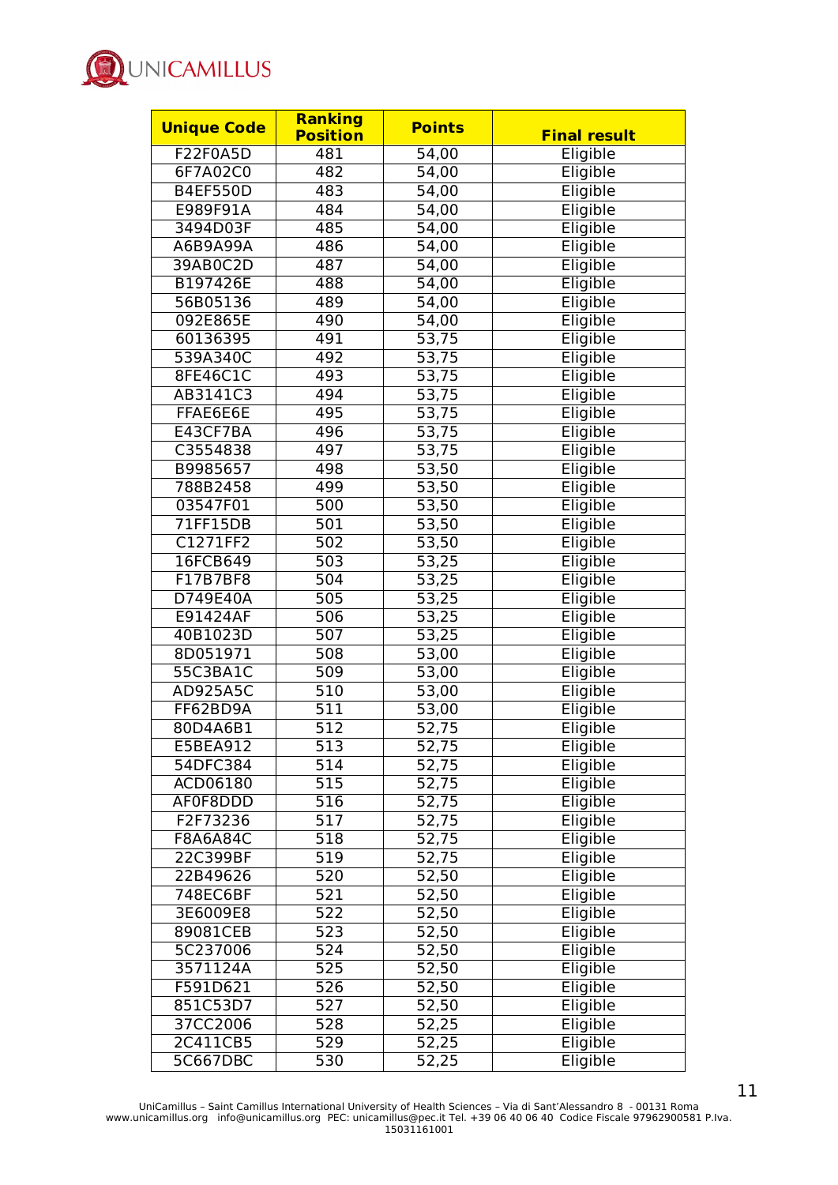| Unique Code | Ranking Position | Points | Final result |
|---|---|---|---|
| F22F0A5D | 481 | 54,00 | Eligible |
| 6F7A02C0 | 482 | 54,00 | Eligible |
| B4EF550D | 483 | 54,00 | Eligible |
| E989F91A | 484 | 54,00 | Eligible |
| 3494D03F | 485 | 54,00 | Eligible |
| A6B9A99A | 486 | 54,00 | Eligible |
| 39AB0C2D | 487 | 54,00 | Eligible |
| B197426E | 488 | 54,00 | Eligible |
| 56B05136 | 489 | 54,00 | Eligible |
| 092E865E | 490 | 54,00 | Eligible |
| 60136395 | 491 | 53,75 | Eligible |
| 539A340C | 492 | 53,75 | Eligible |
| 8FE46C1C | 493 | 53,75 | Eligible |
| AB3141C3 | 494 | 53,75 | Eligible |
| FFAE6E6E | 495 | 53,75 | Eligible |
| E43CF7BA | 496 | 53,75 | Eligible |
| C3554838 | 497 | 53,75 | Eligible |
| B9985657 | 498 | 53,50 | Eligible |
| 788B2458 | 499 | 53,50 | Eligible |
| 03547F01 | 500 | 53,50 | Eligible |
| 71FF15DB | 501 | 53,50 | Eligible |
| C1271FF2 | 502 | 53,50 | Eligible |
| 16FCB649 | 503 | 53,25 | Eligible |
| F17B7BF8 | 504 | 53,25 | Eligible |
| D749E40A | 505 | 53,25 | Eligible |
| E91424AF | 506 | 53,25 | Eligible |
| 40B1023D | 507 | 53,25 | Eligible |
| 8D051971 | 508 | 53,00 | Eligible |
| 55C3BA1C | 509 | 53,00 | Eligible |
| AD925A5C | 510 | 53,00 | Eligible |
| FF62BD9A | 511 | 53,00 | Eligible |
| 80D4A6B1 | 512 | 52,75 | Eligible |
| E5BEA912 | 513 | 52,75 | Eligible |
| 54DFC384 | 514 | 52,75 | Eligible |
| ACD06180 | 515 | 52,75 | Eligible |
| AF0F8DDD | 516 | 52,75 | Eligible |
| F2F73236 | 517 | 52,75 | Eligible |
| F8A6A84C | 518 | 52,75 | Eligible |
| 22C399BF | 519 | 52,75 | Eligible |
| 22B49626 | 520 | 52,50 | Eligible |
| 748EC6BF | 521 | 52,50 | Eligible |
| 3E6009E8 | 522 | 52,50 | Eligible |
| 89081CEB | 523 | 52,50 | Eligible |
| 5C237006 | 524 | 52,50 | Eligible |
| 3571124A | 525 | 52,50 | Eligible |
| F591D621 | 526 | 52,50 | Eligible |
| 851C53D7 | 527 | 52,50 | Eligible |
| 37CC2006 | 528 | 52,25 | Eligible |
| 2C411CB5 | 529 | 52,25 | Eligible |
| 5C667DBC | 530 | 52,25 | Eligible |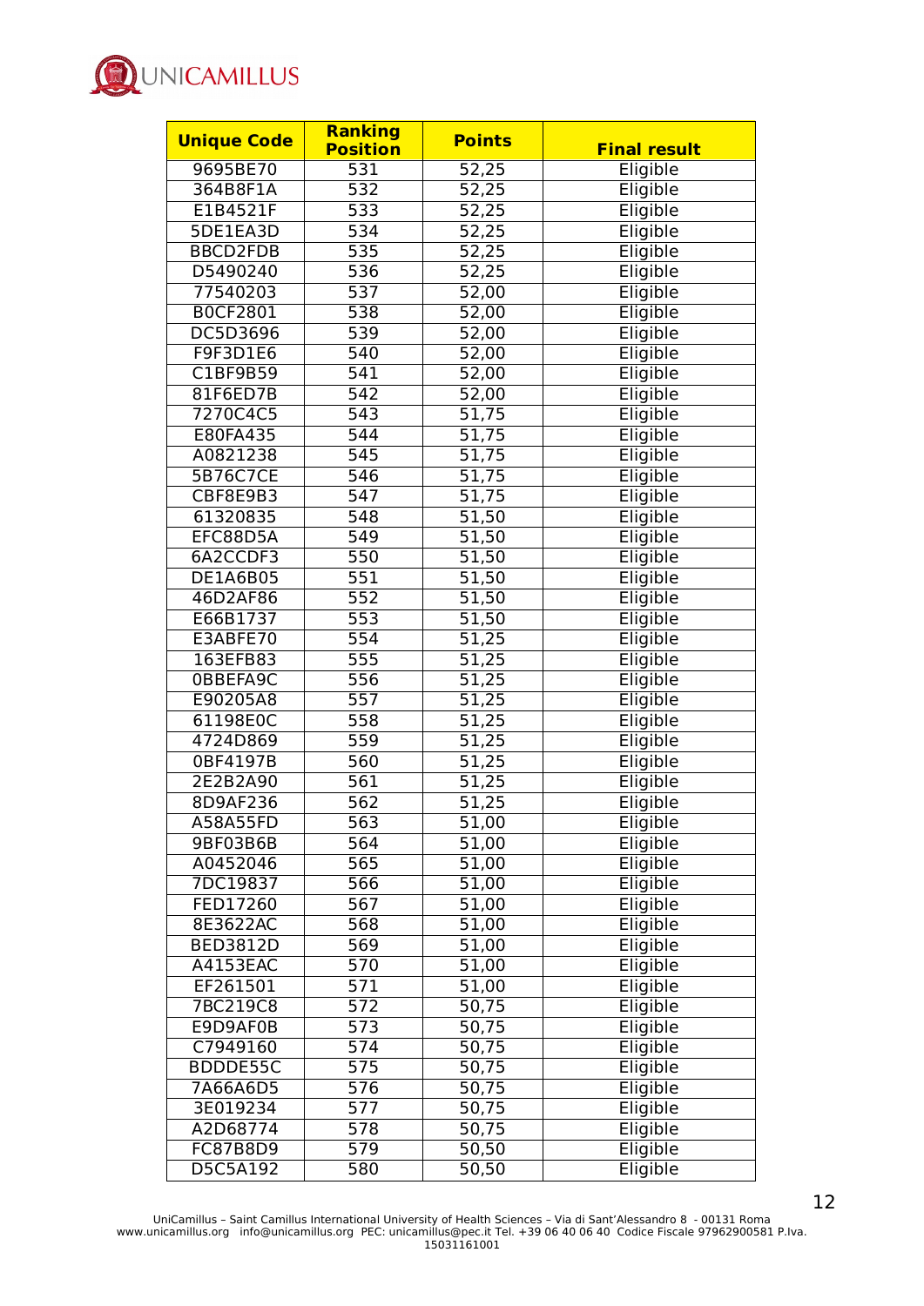| Unique Code | Ranking Position | Points | Final result |
|---|---|---|---|
| 9695BE70 | 531 | 52,25 | Eligible |
| 364B8F1A | 532 | 52,25 | Eligible |
| E1B4521F | 533 | 52,25 | Eligible |
| 5DE1EA3D | 534 | 52,25 | Eligible |
| BBCD2FDB | 535 | 52,25 | Eligible |
| D5490240 | 536 | 52,25 | Eligible |
| 77540203 | 537 | 52,00 | Eligible |
| B0CF2801 | 538 | 52,00 | Eligible |
| DC5D3696 | 539 | 52,00 | Eligible |
| F9F3D1E6 | 540 | 52,00 | Eligible |
| C1BF9B59 | 541 | 52,00 | Eligible |
| 81F6ED7B | 542 | 52,00 | Eligible |
| 7270C4C5 | 543 | 51,75 | Eligible |
| E80FA435 | 544 | 51,75 | Eligible |
| A0821238 | 545 | 51,75 | Eligible |
| 5B76C7CE | 546 | 51,75 | Eligible |
| CBF8E9B3 | 547 | 51,75 | Eligible |
| 61320835 | 548 | 51,50 | Eligible |
| EFC88D5A | 549 | 51,50 | Eligible |
| 6A2CCDF3 | 550 | 51,50 | Eligible |
| DE1A6B05 | 551 | 51,50 | Eligible |
| 46D2AF86 | 552 | 51,50 | Eligible |
| E66B1737 | 553 | 51,50 | Eligible |
| E3ABFE70 | 554 | 51,25 | Eligible |
| 163EFB83 | 555 | 51,25 | Eligible |
| 0BBEFA9C | 556 | 51,25 | Eligible |
| E90205A8 | 557 | 51,25 | Eligible |
| 61198E0C | 558 | 51,25 | Eligible |
| 4724D869 | 559 | 51,25 | Eligible |
| 0BF4197B | 560 | 51,25 | Eligible |
| 2E2B2A90 | 561 | 51,25 | Eligible |
| 8D9AF236 | 562 | 51,25 | Eligible |
| A58A55FD | 563 | 51,00 | Eligible |
| 9BF03B6B | 564 | 51,00 | Eligible |
| A0452046 | 565 | 51,00 | Eligible |
| 7DC19837 | 566 | 51,00 | Eligible |
| FED17260 | 567 | 51,00 | Eligible |
| 8E3622AC | 568 | 51,00 | Eligible |
| BED3812D | 569 | 51,00 | Eligible |
| A4153EAC | 570 | 51,00 | Eligible |
| EF261501 | 571 | 51,00 | Eligible |
| 7BC219C8 | 572 | 50,75 | Eligible |
| E9D9AF0B | 573 | 50,75 | Eligible |
| C7949160 | 574 | 50,75 | Eligible |
| BDDDE55C | 575 | 50,75 | Eligible |
| 7A66A6D5 | 576 | 50,75 | Eligible |
| 3E019234 | 577 | 50,75 | Eligible |
| A2D68774 | 578 | 50,75 | Eligible |
| FC87B8D9 | 579 | 50,50 | Eligible |
| D5C5A192 | 580 | 50,50 | Eligible |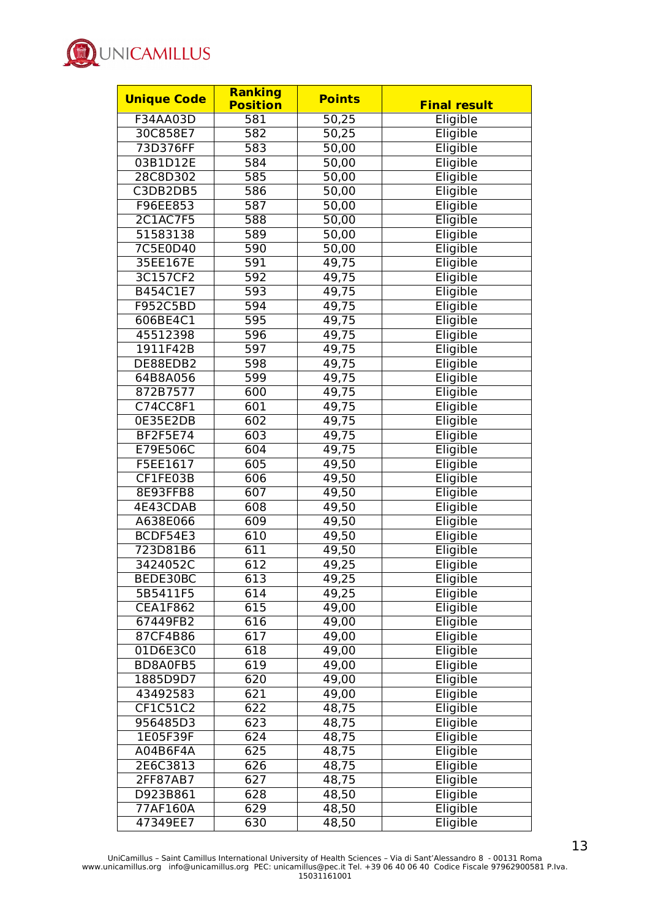| Unique Code | Ranking Position | Points | Final result |
|---|---|---|---|
| F34AA03D | 581 | 50,25 | Eligible |
| 30C858E7 | 582 | 50,25 | Eligible |
| 73D376FF | 583 | 50,00 | Eligible |
| 03B1D12E | 584 | 50,00 | Eligible |
| 28C8D302 | 585 | 50,00 | Eligible |
| C3DB2DB5 | 586 | 50,00 | Eligible |
| F96EE853 | 587 | 50,00 | Eligible |
| 2C1AC7F5 | 588 | 50,00 | Eligible |
| 51583138 | 589 | 50,00 | Eligible |
| 7C5E0D40 | 590 | 50,00 | Eligible |
| 35EE167E | 591 | 49,75 | Eligible |
| 3C157CF2 | 592 | 49,75 | Eligible |
| B454C1E7 | 593 | 49,75 | Eligible |
| F952C5BD | 594 | 49,75 | Eligible |
| 606BE4C1 | 595 | 49,75 | Eligible |
| 45512398 | 596 | 49,75 | Eligible |
| 1911F42B | 597 | 49,75 | Eligible |
| DE88EDB2 | 598 | 49,75 | Eligible |
| 64B8A056 | 599 | 49,75 | Eligible |
| 872B7577 | 600 | 49,75 | Eligible |
| C74CC8F1 | 601 | 49,75 | Eligible |
| 0E35E2DB | 602 | 49,75 | Eligible |
| BF2F5E74 | 603 | 49,75 | Eligible |
| E79E506C | 604 | 49,75 | Eligible |
| F5EE1617 | 605 | 49,50 | Eligible |
| CF1FE03B | 606 | 49,50 | Eligible |
| 8E93FFB8 | 607 | 49,50 | Eligible |
| 4E43CDAB | 608 | 49,50 | Eligible |
| A638E066 | 609 | 49,50 | Eligible |
| BCDF54E3 | 610 | 49,50 | Eligible |
| 723D81B6 | 611 | 49,50 | Eligible |
| 3424052C | 612 | 49,25 | Eligible |
| BEDE30BC | 613 | 49,25 | Eligible |
| 5B5411F5 | 614 | 49,25 | Eligible |
| CEA1F862 | 615 | 49,00 | Eligible |
| 67449FB2 | 616 | 49,00 | Eligible |
| 87CF4B86 | 617 | 49,00 | Eligible |
| 01D6E3C0 | 618 | 49,00 | Eligible |
| BD8A0FB5 | 619 | 49,00 | Eligible |
| 1885D9D7 | 620 | 49,00 | Eligible |
| 43492583 | 621 | 49,00 | Eligible |
| CF1C51C2 | 622 | 48,75 | Eligible |
| 956485D3 | 623 | 48,75 | Eligible |
| 1E05F39F | 624 | 48,75 | Eligible |
| A04B6F4A | 625 | 48,75 | Eligible |
| 2E6C3813 | 626 | 48,75 | Eligible |
| 2FF87AB7 | 627 | 48,75 | Eligible |
| D923B861 | 628 | 48,50 | Eligible |
| 77AF160A | 629 | 48,50 | Eligible |
| 47349EE7 | 630 | 48,50 | Eligible |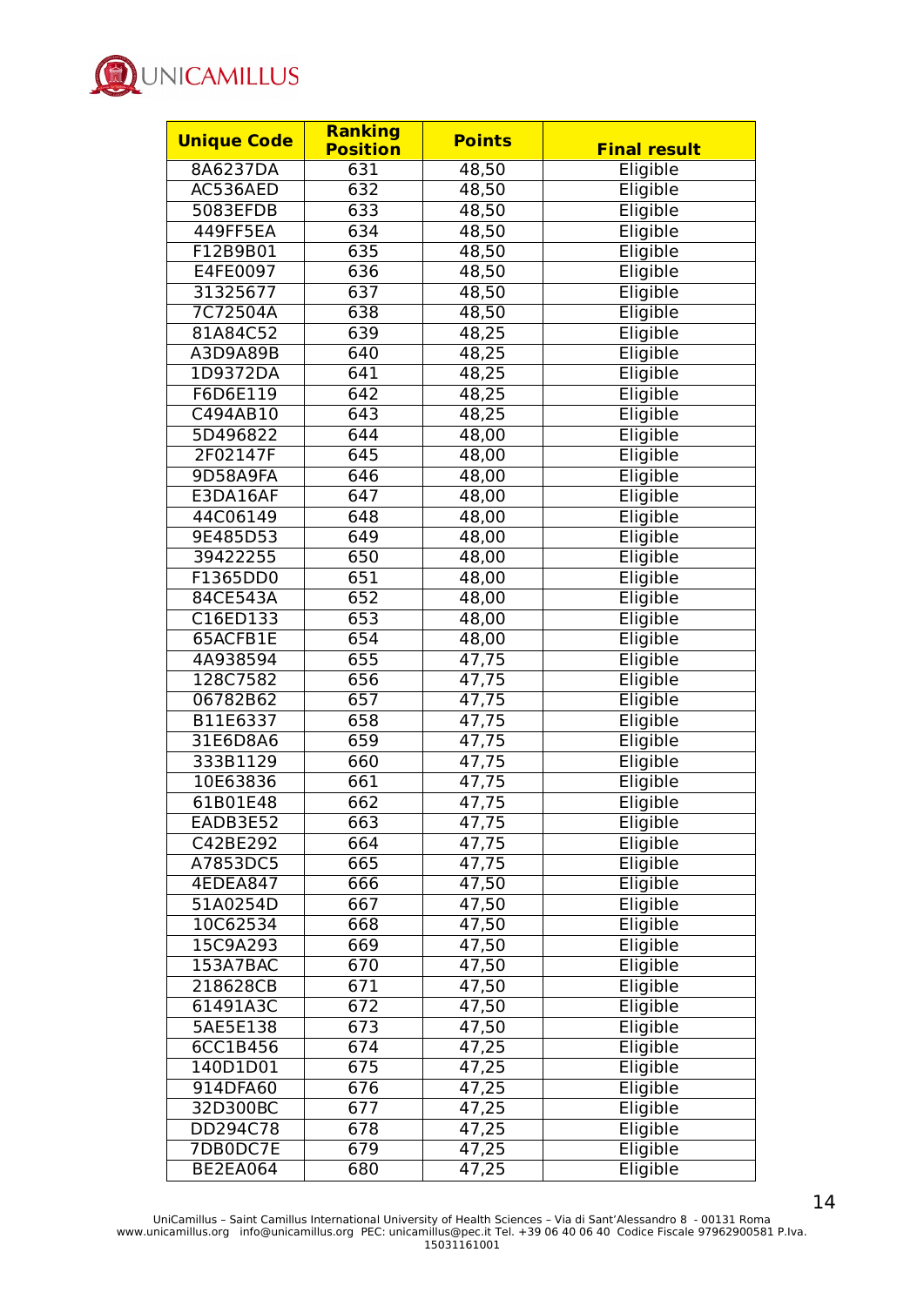| Unique Code | Ranking Position | Points | Final result |
|---|---|---|---|
| 8A6237DA | 631 | 48,50 | Eligible |
| AC536AED | 632 | 48,50 | Eligible |
| 5083EFDB | 633 | 48,50 | Eligible |
| 449FF5EA | 634 | 48,50 | Eligible |
| F12B9B01 | 635 | 48,50 | Eligible |
| E4FE0097 | 636 | 48,50 | Eligible |
| 31325677 | 637 | 48,50 | Eligible |
| 7C72504A | 638 | 48,50 | Eligible |
| 81A84C52 | 639 | 48,25 | Eligible |
| A3D9A89B | 640 | 48,25 | Eligible |
| 1D9372DA | 641 | 48,25 | Eligible |
| F6D6E119 | 642 | 48,25 | Eligible |
| C494AB10 | 643 | 48,25 | Eligible |
| 5D496822 | 644 | 48,00 | Eligible |
| 2F02147F | 645 | 48,00 | Eligible |
| 9D58A9FA | 646 | 48,00 | Eligible |
| E3DA16AF | 647 | 48,00 | Eligible |
| 44C06149 | 648 | 48,00 | Eligible |
| 9E485D53 | 649 | 48,00 | Eligible |
| 39422255 | 650 | 48,00 | Eligible |
| F1365DD0 | 651 | 48,00 | Eligible |
| 84CE543A | 652 | 48,00 | Eligible |
| C16ED133 | 653 | 48,00 | Eligible |
| 65ACFB1E | 654 | 48,00 | Eligible |
| 4A938594 | 655 | 47,75 | Eligible |
| 128C7582 | 656 | 47,75 | Eligible |
| 06782B62 | 657 | 47,75 | Eligible |
| B11E6337 | 658 | 47,75 | Eligible |
| 31E6D8A6 | 659 | 47,75 | Eligible |
| 333B1129 | 660 | 47,75 | Eligible |
| 10E63836 | 661 | 47,75 | Eligible |
| 61B01E48 | 662 | 47,75 | Eligible |
| EADB3E52 | 663 | 47,75 | Eligible |
| C42BE292 | 664 | 47,75 | Eligible |
| A7853DC5 | 665 | 47,75 | Eligible |
| 4EDEA847 | 666 | 47,50 | Eligible |
| 51A0254D | 667 | 47,50 | Eligible |
| 10C62534 | 668 | 47,50 | Eligible |
| 15C9A293 | 669 | 47,50 | Eligible |
| 153A7BAC | 670 | 47,50 | Eligible |
| 218628CB | 671 | 47,50 | Eligible |
| 61491A3C | 672 | 47,50 | Eligible |
| 5AE5E138 | 673 | 47,50 | Eligible |
| 6CC1B456 | 674 | 47,25 | Eligible |
| 140D1D01 | 675 | 47,25 | Eligible |
| 914DFA60 | 676 | 47,25 | Eligible |
| 32D300BC | 677 | 47,25 | Eligible |
| DD294C78 | 678 | 47,25 | Eligible |
| 7DB0DC7E | 679 | 47,25 | Eligible |
| BE2EA064 | 680 | 47,25 | Eligible |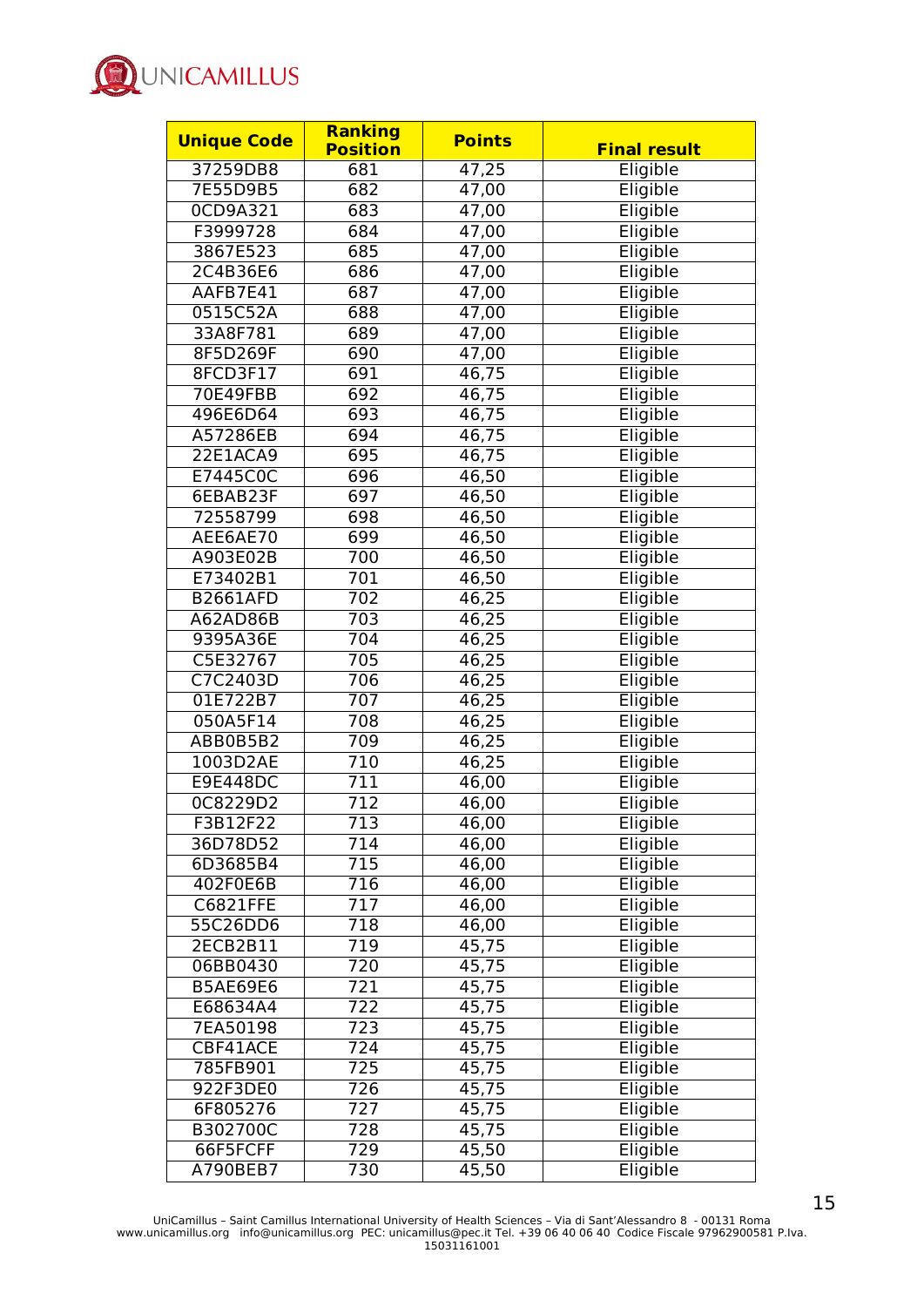| Unique Code | Ranking Position | Points | Final result |
|---|---|---|---|
| 37259DB8 | 681 | 47,25 | Eligible |
| 7E55D9B5 | 682 | 47,00 | Eligible |
| 0CD9A321 | 683 | 47,00 | Eligible |
| F3999728 | 684 | 47,00 | Eligible |
| 3867E523 | 685 | 47,00 | Eligible |
| 2C4B36E6 | 686 | 47,00 | Eligible |
| AAFB7E41 | 687 | 47,00 | Eligible |
| 0515C52A | 688 | 47,00 | Eligible |
| 33A8F781 | 689 | 47,00 | Eligible |
| 8F5D269F | 690 | 47,00 | Eligible |
| 8FCD3F17 | 691 | 46,75 | Eligible |
| 70E49FBB | 692 | 46,75 | Eligible |
| 496E6D64 | 693 | 46,75 | Eligible |
| A57286EB | 694 | 46,75 | Eligible |
| 22E1ACA9 | 695 | 46,75 | Eligible |
| E7445C0C | 696 | 46,50 | Eligible |
| 6EBAB23F | 697 | 46,50 | Eligible |
| 72558799 | 698 | 46,50 | Eligible |
| AEE6AE70 | 699 | 46,50 | Eligible |
| A903E02B | 700 | 46,50 | Eligible |
| E73402B1 | 701 | 46,50 | Eligible |
| B2661AFD | 702 | 46,25 | Eligible |
| A62AD86B | 703 | 46,25 | Eligible |
| 9395A36E | 704 | 46,25 | Eligible |
| C5E32767 | 705 | 46,25 | Eligible |
| C7C2403D | 706 | 46,25 | Eligible |
| 01E722B7 | 707 | 46,25 | Eligible |
| 050A5F14 | 708 | 46,25 | Eligible |
| ABB0B5B2 | 709 | 46,25 | Eligible |
| 1003D2AE | 710 | 46,25 | Eligible |
| E9E448DC | 711 | 46,00 | Eligible |
| 0C8229D2 | 712 | 46,00 | Eligible |
| F3B12F22 | 713 | 46,00 | Eligible |
| 36D78D52 | 714 | 46,00 | Eligible |
| 6D3685B4 | 715 | 46,00 | Eligible |
| 402F0E6B | 716 | 46,00 | Eligible |
| C6821FFE | 717 | 46,00 | Eligible |
| 55C26DD6 | 718 | 46,00 | Eligible |
| 2ECB2B11 | 719 | 45,75 | Eligible |
| 06BB0430 | 720 | 45,75 | Eligible |
| B5AE69E6 | 721 | 45,75 | Eligible |
| E68634A4 | 722 | 45,75 | Eligible |
| 7EA50198 | 723 | 45,75 | Eligible |
| CBF41ACE | 724 | 45,75 | Eligible |
| 785FB901 | 725 | 45,75 | Eligible |
| 922F3DE0 | 726 | 45,75 | Eligible |
| 6F805276 | 727 | 45,75 | Eligible |
| B302700C | 728 | 45,75 | Eligible |
| 66F5FCFF | 729 | 45,50 | Eligible |
| A790BEB7 | 730 | 45,50 | Eligible |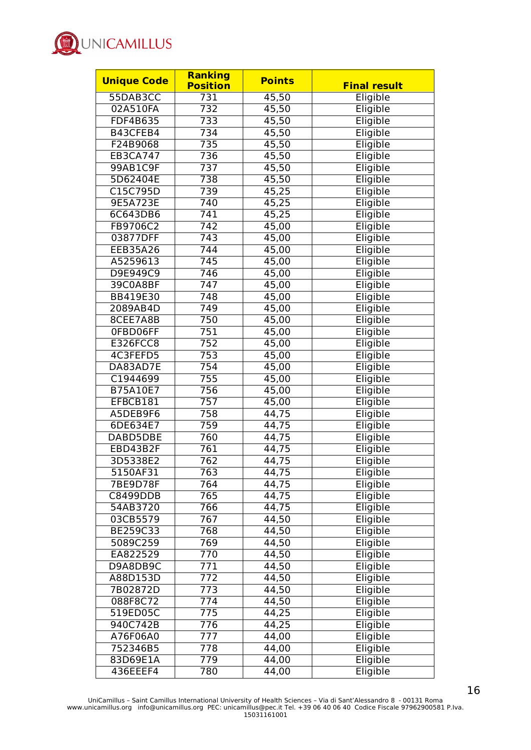| Unique Code | Ranking Position | Points | Final result |
|---|---|---|---|
| 55DAB3CC | 731 | 45,50 | Eligible |
| 02A510FA | 732 | 45,50 | Eligible |
| FDF4B635 | 733 | 45,50 | Eligible |
| B43CFEB4 | 734 | 45,50 | Eligible |
| F24B9068 | 735 | 45,50 | Eligible |
| EB3CA747 | 736 | 45,50 | Eligible |
| 99AB1C9F | 737 | 45,50 | Eligible |
| 5D62404E | 738 | 45,50 | Eligible |
| C15C795D | 739 | 45,25 | Eligible |
| 9E5A723E | 740 | 45,25 | Eligible |
| 6C643DB6 | 741 | 45,25 | Eligible |
| FB9706C2 | 742 | 45,00 | Eligible |
| 03877DFF | 743 | 45,00 | Eligible |
| EEB35A26 | 744 | 45,00 | Eligible |
| A5259613 | 745 | 45,00 | Eligible |
| D9E949C9 | 746 | 45,00 | Eligible |
| 39C0A8BF | 747 | 45,00 | Eligible |
| BB419E30 | 748 | 45,00 | Eligible |
| 2089AB4D | 749 | 45,00 | Eligible |
| 8CEE7A8B | 750 | 45,00 | Eligible |
| 0FBD06FF | 751 | 45,00 | Eligible |
| E326FCC8 | 752 | 45,00 | Eligible |
| 4C3FEFD5 | 753 | 45,00 | Eligible |
| DA83AD7E | 754 | 45,00 | Eligible |
| C1944699 | 755 | 45,00 | Eligible |
| B75A10E7 | 756 | 45,00 | Eligible |
| EFBCB181 | 757 | 45,00 | Eligible |
| A5DEB9F6 | 758 | 44,75 | Eligible |
| 6DE634E7 | 759 | 44,75 | Eligible |
| DABD5DBE | 760 | 44,75 | Eligible |
| EBD43B2F | 761 | 44,75 | Eligible |
| 3D5338E2 | 762 | 44,75 | Eligible |
| 5150AF31 | 763 | 44,75 | Eligible |
| 7BE9D78F | 764 | 44,75 | Eligible |
| C8499DDB | 765 | 44,75 | Eligible |
| 54AB3720 | 766 | 44,75 | Eligible |
| 03CB5579 | 767 | 44,50 | Eligible |
| BE259C33 | 768 | 44,50 | Eligible |
| 5089C259 | 769 | 44,50 | Eligible |
| EA822529 | 770 | 44,50 | Eligible |
| D9A8DB9C | 771 | 44,50 | Eligible |
| A88D153D | 772 | 44,50 | Eligible |
| 7B02872D | 773 | 44,50 | Eligible |
| 088F8C72 | 774 | 44,50 | Eligible |
| 519ED05C | 775 | 44,25 | Eligible |
| 940C742B | 776 | 44,25 | Eligible |
| A76F06A0 | 777 | 44,00 | Eligible |
| 752346B5 | 778 | 44,00 | Eligible |
| 83D69E1A | 779 | 44,00 | Eligible |
| 436EEEF4 | 780 | 44,00 | Eligible |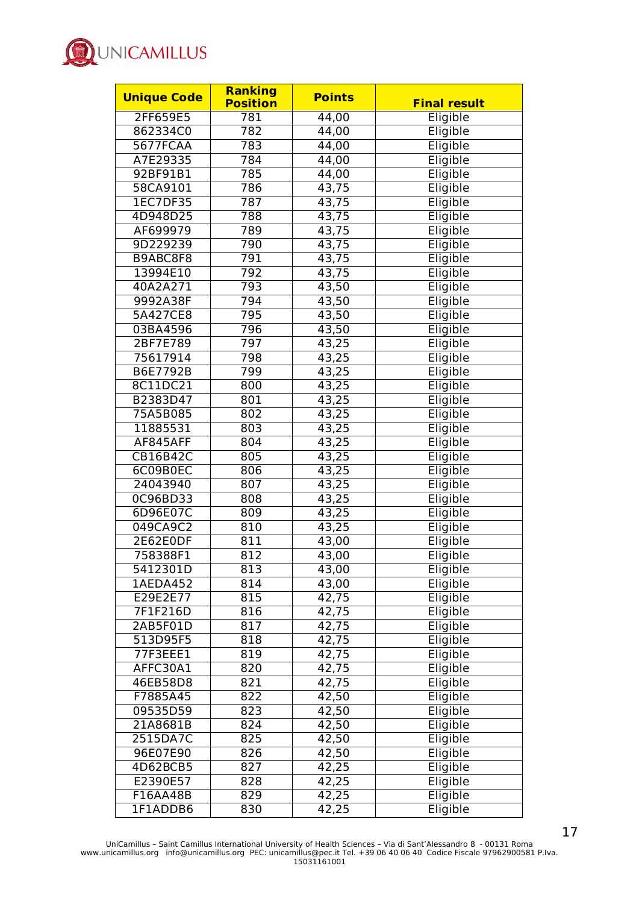| Unique Code | Ranking Position | Points | Final result |
|---|---|---|---|
| 2FF659E5 | 781 | 44,00 | Eligible |
| 862334C0 | 782 | 44,00 | Eligible |
| 5677FCAA | 783 | 44,00 | Eligible |
| A7E29335 | 784 | 44,00 | Eligible |
| 92BF91B1 | 785 | 44,00 | Eligible |
| 58CA9101 | 786 | 43,75 | Eligible |
| 1EC7DF35 | 787 | 43,75 | Eligible |
| 4D948D25 | 788 | 43,75 | Eligible |
| AF699979 | 789 | 43,75 | Eligible |
| 9D229239 | 790 | 43,75 | Eligible |
| B9ABC8F8 | 791 | 43,75 | Eligible |
| 13994E10 | 792 | 43,75 | Eligible |
| 40A2A271 | 793 | 43,50 | Eligible |
| 9992A38F | 794 | 43,50 | Eligible |
| 5A427CE8 | 795 | 43,50 | Eligible |
| 03BA4596 | 796 | 43,50 | Eligible |
| 2BF7E789 | 797 | 43,25 | Eligible |
| 75617914 | 798 | 43,25 | Eligible |
| B6E7792B | 799 | 43,25 | Eligible |
| 8C11DC21 | 800 | 43,25 | Eligible |
| B2383D47 | 801 | 43,25 | Eligible |
| 75A5B085 | 802 | 43,25 | Eligible |
| 11885531 | 803 | 43,25 | Eligible |
| AF845AFF | 804 | 43,25 | Eligible |
| CB16B42C | 805 | 43,25 | Eligible |
| 6C09B0EC | 806 | 43,25 | Eligible |
| 24043940 | 807 | 43,25 | Eligible |
| 0C96BD33 | 808 | 43,25 | Eligible |
| 6D96E07C | 809 | 43,25 | Eligible |
| 049CA9C2 | 810 | 43,25 | Eligible |
| 2E62E0DF | 811 | 43,00 | Eligible |
| 758388F1 | 812 | 43,00 | Eligible |
| 5412301D | 813 | 43,00 | Eligible |
| 1AEDA452 | 814 | 43,00 | Eligible |
| E29E2E77 | 815 | 42,75 | Eligible |
| 7F1F216D | 816 | 42,75 | Eligible |
| 2AB5F01D | 817 | 42,75 | Eligible |
| 513D95F5 | 818 | 42,75 | Eligible |
| 77F3EEE1 | 819 | 42,75 | Eligible |
| AFFC30A1 | 820 | 42,75 | Eligible |
| 46EB58D8 | 821 | 42,75 | Eligible |
| F7885A45 | 822 | 42,50 | Eligible |
| 09535D59 | 823 | 42,50 | Eligible |
| 21A8681B | 824 | 42,50 | Eligible |
| 2515DA7C | 825 | 42,50 | Eligible |
| 96E07E90 | 826 | 42,50 | Eligible |
| 4D62BCB5 | 827 | 42,25 | Eligible |
| E2390E57 | 828 | 42,25 | Eligible |
| F16AA48B | 829 | 42,25 | Eligible |
| 1F1ADDB6 | 830 | 42,25 | Eligible |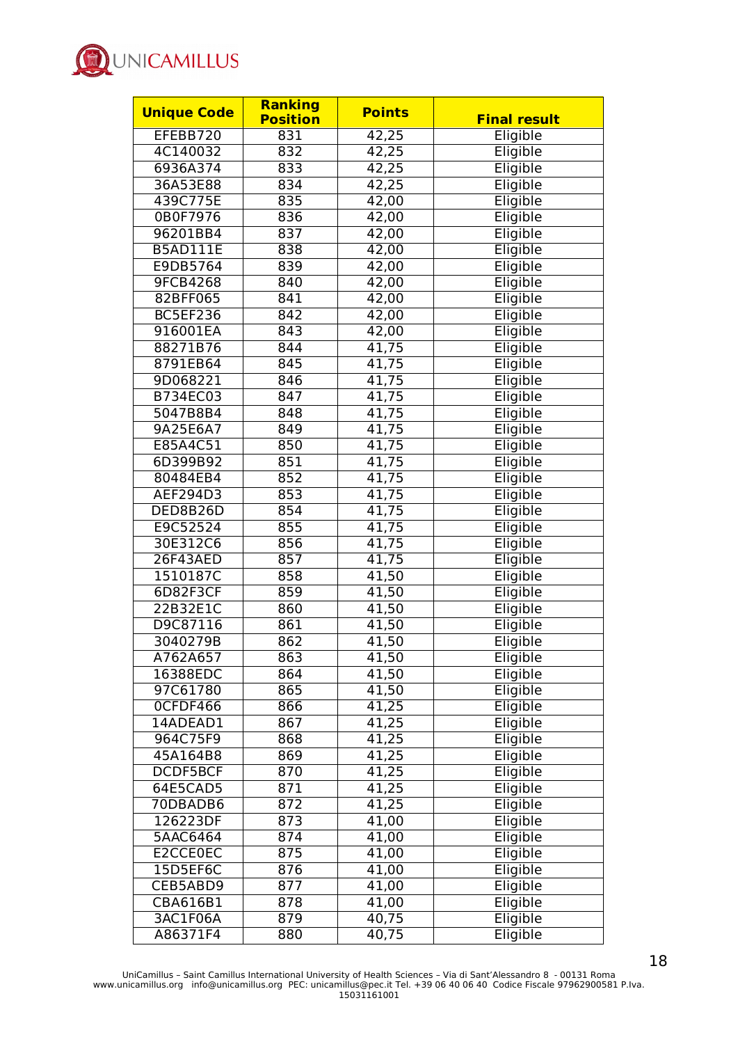| Unique Code | Ranking Position | Points | Final result |
|---|---|---|---|
| EFEBB720 | 831 | 42,25 | Eligible |
| 4C140032 | 832 | 42,25 | Eligible |
| 6936A374 | 833 | 42,25 | Eligible |
| 36A53E88 | 834 | 42,25 | Eligible |
| 439C775E | 835 | 42,00 | Eligible |
| 0B0F7976 | 836 | 42,00 | Eligible |
| 96201BB4 | 837 | 42,00 | Eligible |
| B5AD111E | 838 | 42,00 | Eligible |
| E9DB5764 | 839 | 42,00 | Eligible |
| 9FCB4268 | 840 | 42,00 | Eligible |
| 82BFF065 | 841 | 42,00 | Eligible |
| BC5EF236 | 842 | 42,00 | Eligible |
| 916001EA | 843 | 42,00 | Eligible |
| 88271B76 | 844 | 41,75 | Eligible |
| 8791EB64 | 845 | 41,75 | Eligible |
| 9D068221 | 846 | 41,75 | Eligible |
| B734EC03 | 847 | 41,75 | Eligible |
| 5047B8B4 | 848 | 41,75 | Eligible |
| 9A25E6A7 | 849 | 41,75 | Eligible |
| E85A4C51 | 850 | 41,75 | Eligible |
| 6D399B92 | 851 | 41,75 | Eligible |
| 80484EB4 | 852 | 41,75 | Eligible |
| AEF294D3 | 853 | 41,75 | Eligible |
| DED8B26D | 854 | 41,75 | Eligible |
| E9C52524 | 855 | 41,75 | Eligible |
| 30E312C6 | 856 | 41,75 | Eligible |
| 26F43AED | 857 | 41,75 | Eligible |
| 1510187C | 858 | 41,50 | Eligible |
| 6D82F3CF | 859 | 41,50 | Eligible |
| 22B32E1C | 860 | 41,50 | Eligible |
| D9C87116 | 861 | 41,50 | Eligible |
| 3040279B | 862 | 41,50 | Eligible |
| A762A657 | 863 | 41,50 | Eligible |
| 16388EDC | 864 | 41,50 | Eligible |
| 97C61780 | 865 | 41,50 | Eligible |
| 0CFDF466 | 866 | 41,25 | Eligible |
| 14ADEAD1 | 867 | 41,25 | Eligible |
| 964C75F9 | 868 | 41,25 | Eligible |
| 45A164B8 | 869 | 41,25 | Eligible |
| DCDF5BCF | 870 | 41,25 | Eligible |
| 64E5CAD5 | 871 | 41,25 | Eligible |
| 70DBADB6 | 872 | 41,25 | Eligible |
| 126223DF | 873 | 41,00 | Eligible |
| 5AAC6464 | 874 | 41,00 | Eligible |
| E2CCE0EC | 875 | 41,00 | Eligible |
| 15D5EF6C | 876 | 41,00 | Eligible |
| CEB5ABD9 | 877 | 41,00 | Eligible |
| CBA616B1 | 878 | 41,00 | Eligible |
| 3AC1F06A | 879 | 40,75 | Eligible |
| A86371F4 | 880 | 40,75 | Eligible |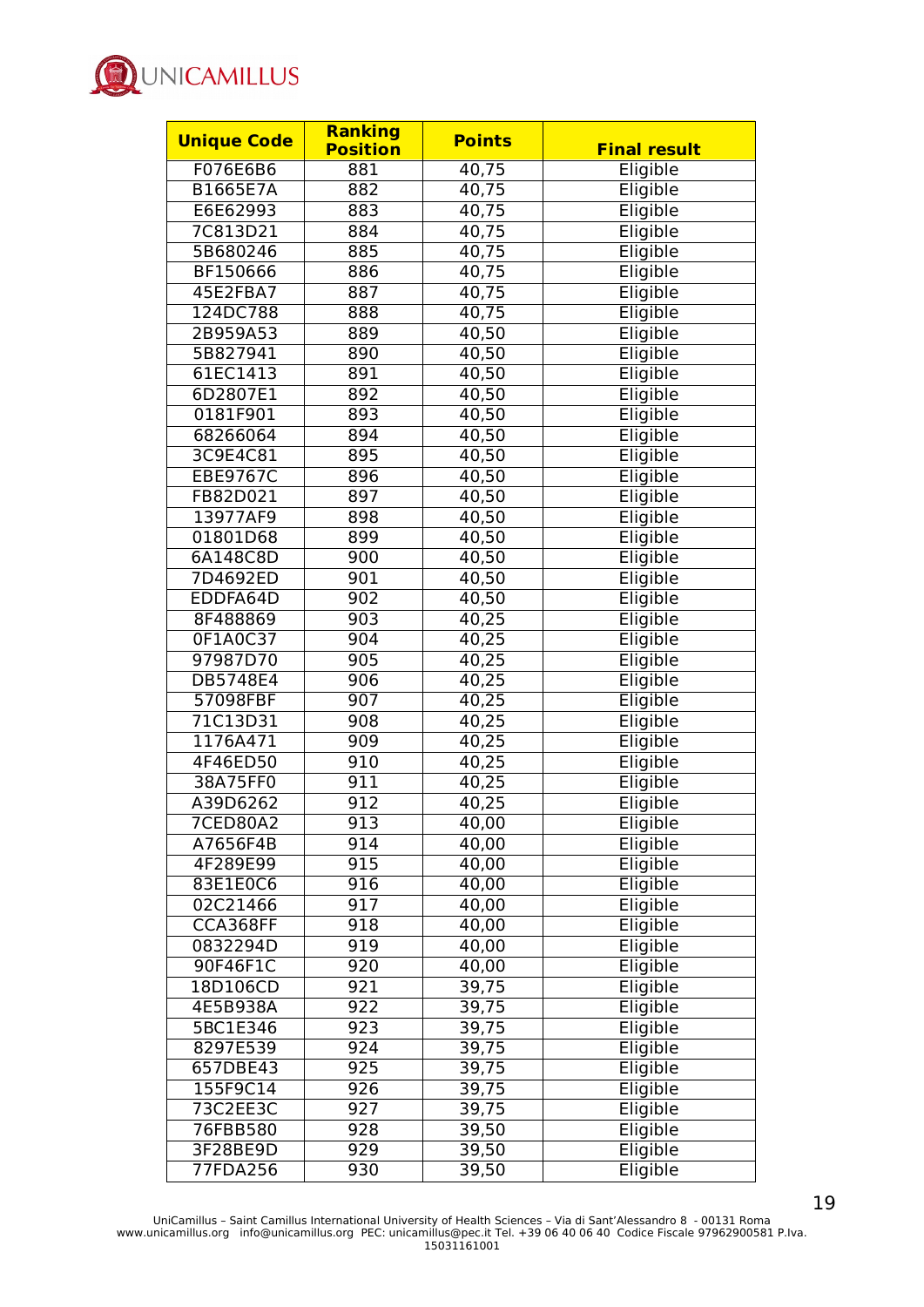| Unique Code | Ranking Position | Points | Final result |
|---|---|---|---|
| F076E6B6 | 881 | 40,75 | Eligible |
| B1665E7A | 882 | 40,75 | Eligible |
| E6E62993 | 883 | 40,75 | Eligible |
| 7C813D21 | 884 | 40,75 | Eligible |
| 5B680246 | 885 | 40,75 | Eligible |
| BF150666 | 886 | 40,75 | Eligible |
| 45E2FBA7 | 887 | 40,75 | Eligible |
| 124DC788 | 888 | 40,75 | Eligible |
| 2B959A53 | 889 | 40,50 | Eligible |
| 5B827941 | 890 | 40,50 | Eligible |
| 61EC1413 | 891 | 40,50 | Eligible |
| 6D2807E1 | 892 | 40,50 | Eligible |
| 0181F901 | 893 | 40,50 | Eligible |
| 68266064 | 894 | 40,50 | Eligible |
| 3C9E4C81 | 895 | 40,50 | Eligible |
| EBE9767C | 896 | 40,50 | Eligible |
| FB82D021 | 897 | 40,50 | Eligible |
| 13977AF9 | 898 | 40,50 | Eligible |
| 01801D68 | 899 | 40,50 | Eligible |
| 6A148C8D | 900 | 40,50 | Eligible |
| 7D4692ED | 901 | 40,50 | Eligible |
| EDDFA64D | 902 | 40,50 | Eligible |
| 8F488869 | 903 | 40,25 | Eligible |
| 0F1A0C37 | 904 | 40,25 | Eligible |
| 97987D70 | 905 | 40,25 | Eligible |
| DB5748E4 | 906 | 40,25 | Eligible |
| 57098FBF | 907 | 40,25 | Eligible |
| 71C13D31 | 908 | 40,25 | Eligible |
| 1176A471 | 909 | 40,25 | Eligible |
| 4F46ED50 | 910 | 40,25 | Eligible |
| 38A75FF0 | 911 | 40,25 | Eligible |
| A39D6262 | 912 | 40,25 | Eligible |
| 7CED80A2 | 913 | 40,00 | Eligible |
| A7656F4B | 914 | 40,00 | Eligible |
| 4F289E99 | 915 | 40,00 | Eligible |
| 83E1E0C6 | 916 | 40,00 | Eligible |
| 02C21466 | 917 | 40,00 | Eligible |
| CCA368FF | 918 | 40,00 | Eligible |
| 0832294D | 919 | 40,00 | Eligible |
| 90F46F1C | 920 | 40,00 | Eligible |
| 18D106CD | 921 | 39,75 | Eligible |
| 4E5B938A | 922 | 39,75 | Eligible |
| 5BC1E346 | 923 | 39,75 | Eligible |
| 8297E539 | 924 | 39,75 | Eligible |
| 657DBE43 | 925 | 39,75 | Eligible |
| 155F9C14 | 926 | 39,75 | Eligible |
| 73C2EE3C | 927 | 39,75 | Eligible |
| 76FBB580 | 928 | 39,50 | Eligible |
| 3F28BE9D | 929 | 39,50 | Eligible |
| 77FDA256 | 930 | 39,50 | Eligible |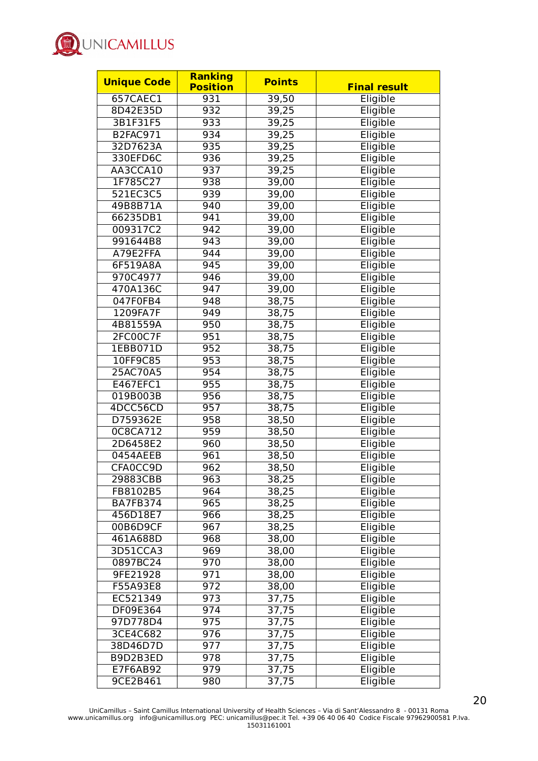| Unique Code | Ranking Position | Points | Final result |
|---|---|---|---|
| 657CAEC1 | 931 | 39,50 | Eligible |
| 8D42E35D | 932 | 39,25 | Eligible |
| 3B1F31F5 | 933 | 39,25 | Eligible |
| B2FAC971 | 934 | 39,25 | Eligible |
| 32D7623A | 935 | 39,25 | Eligible |
| 330EFD6C | 936 | 39,25 | Eligible |
| AA3CCA10 | 937 | 39,25 | Eligible |
| 1F785C27 | 938 | 39,00 | Eligible |
| 521EC3C5 | 939 | 39,00 | Eligible |
| 49B8B71A | 940 | 39,00 | Eligible |
| 66235DB1 | 941 | 39,00 | Eligible |
| 009317C2 | 942 | 39,00 | Eligible |
| 991644B8 | 943 | 39,00 | Eligible |
| A79E2FFA | 944 | 39,00 | Eligible |
| 6F519A8A | 945 | 39,00 | Eligible |
| 970C4977 | 946 | 39,00 | Eligible |
| 470A136C | 947 | 39,00 | Eligible |
| 047F0FB4 | 948 | 38,75 | Eligible |
| 1209FA7F | 949 | 38,75 | Eligible |
| 4B81559A | 950 | 38,75 | Eligible |
| 2FC00C7F | 951 | 38,75 | Eligible |
| 1EBB071D | 952 | 38,75 | Eligible |
| 10FF9C85 | 953 | 38,75 | Eligible |
| 25AC70A5 | 954 | 38,75 | Eligible |
| E467EFC1 | 955 | 38,75 | Eligible |
| 019B003B | 956 | 38,75 | Eligible |
| 4DCC56CD | 957 | 38,75 | Eligible |
| D759362E | 958 | 38,50 | Eligible |
| 0C8CA712 | 959 | 38,50 | Eligible |
| 2D6458E2 | 960 | 38,50 | Eligible |
| 0454AEEB | 961 | 38,50 | Eligible |
| CFA0CC9D | 962 | 38,50 | Eligible |
| 29883CBB | 963 | 38,25 | Eligible |
| FB8102B5 | 964 | 38,25 | Eligible |
| BA7FB374 | 965 | 38,25 | Eligible |
| 456D18E7 | 966 | 38,25 | Eligible |
| 00B6D9CF | 967 | 38,25 | Eligible |
| 461A688D | 968 | 38,00 | Eligible |
| 3D51CCA3 | 969 | 38,00 | Eligible |
| 0897BC24 | 970 | 38,00 | Eligible |
| 9FE21928 | 971 | 38,00 | Eligible |
| F55A93E8 | 972 | 38,00 | Eligible |
| EC521349 | 973 | 37,75 | Eligible |
| DF09E364 | 974 | 37,75 | Eligible |
| 97D778D4 | 975 | 37,75 | Eligible |
| 3CE4C682 | 976 | 37,75 | Eligible |
| 38D46D7D | 977 | 37,75 | Eligible |
| B9D2B3ED | 978 | 37,75 | Eligible |
| E7F6AB92 | 979 | 37,75 | Eligible |
| 9CE2B461 | 980 | 37,75 | Eligible |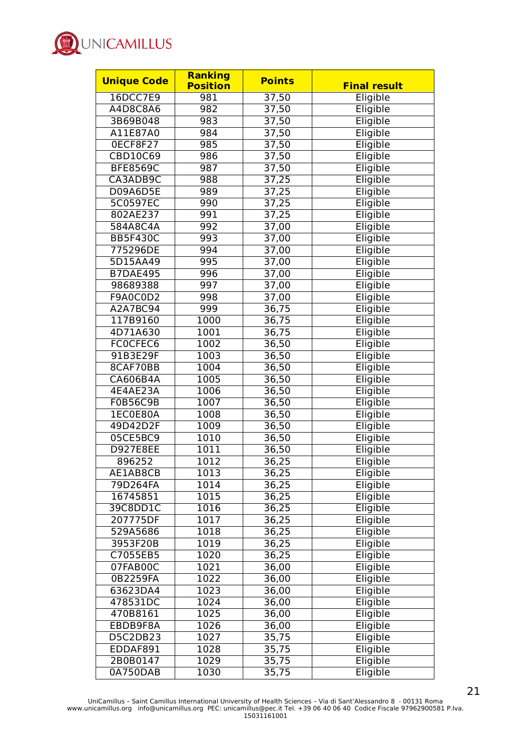| Unique Code | Ranking Position | Points | Final result |
|---|---|---|---|
| 16DCC7E9 | 981 | 37,50 | Eligible |
| A4D8C8A6 | 982 | 37,50 | Eligible |
| 3B69B048 | 983 | 37,50 | Eligible |
| A11E87A0 | 984 | 37,50 | Eligible |
| 0ECF8F27 | 985 | 37,50 | Eligible |
| CBD10C69 | 986 | 37,50 | Eligible |
| BFE8569C | 987 | 37,50 | Eligible |
| CA3ADB9C | 988 | 37,25 | Eligible |
| D09A6D5E | 989 | 37,25 | Eligible |
| 5C0597EC | 990 | 37,25 | Eligible |
| 802AE237 | 991 | 37,25 | Eligible |
| 584A8C4A | 992 | 37,00 | Eligible |
| BB5F430C | 993 | 37,00 | Eligible |
| 775296DE | 994 | 37,00 | Eligible |
| 5D15AA49 | 995 | 37,00 | Eligible |
| B7DAE495 | 996 | 37,00 | Eligible |
| 98689388 | 997 | 37,00 | Eligible |
| F9A0C0D2 | 998 | 37,00 | Eligible |
| A2A7BC94 | 999 | 36,75 | Eligible |
| 117B9160 | 1000 | 36,75 | Eligible |
| 4D71A630 | 1001 | 36,75 | Eligible |
| FC0CFEC6 | 1002 | 36,50 | Eligible |
| 91B3E29F | 1003 | 36,50 | Eligible |
| 8CAF70BB | 1004 | 36,50 | Eligible |
| CA606B4A | 1005 | 36,50 | Eligible |
| 4E4AE23A | 1006 | 36,50 | Eligible |
| F0B56C9B | 1007 | 36,50 | Eligible |
| 1EC0E80A | 1008 | 36,50 | Eligible |
| 49D42D2F | 1009 | 36,50 | Eligible |
| 05CE5BC9 | 1010 | 36,50 | Eligible |
| D927E8EE | 1011 | 36,50 | Eligible |
| 896252 | 1012 | 36,25 | Eligible |
| AE1AB8CB | 1013 | 36,25 | Eligible |
| 79D264FA | 1014 | 36,25 | Eligible |
| 16745851 | 1015 | 36,25 | Eligible |
| 39C8DD1C | 1016 | 36,25 | Eligible |
| 207775DF | 1017 | 36,25 | Eligible |
| 529A5686 | 1018 | 36,25 | Eligible |
| 3953F20B | 1019 | 36,25 | Eligible |
| C7055EB5 | 1020 | 36,25 | Eligible |
| 07FAB00C | 1021 | 36,00 | Eligible |
| 0B2259FA | 1022 | 36,00 | Eligible |
| 63623DA4 | 1023 | 36,00 | Eligible |
| 478531DC | 1024 | 36,00 | Eligible |
| 470B8161 | 1025 | 36,00 | Eligible |
| EBDB9F8A | 1026 | 36,00 | Eligible |
| D5C2DB23 | 1027 | 35,75 | Eligible |
| EDDAF891 | 1028 | 35,75 | Eligible |
| 2B0B0147 | 1029 | 35,75 | Eligible |
| 0A750DAB | 1030 | 35,75 | Eligible |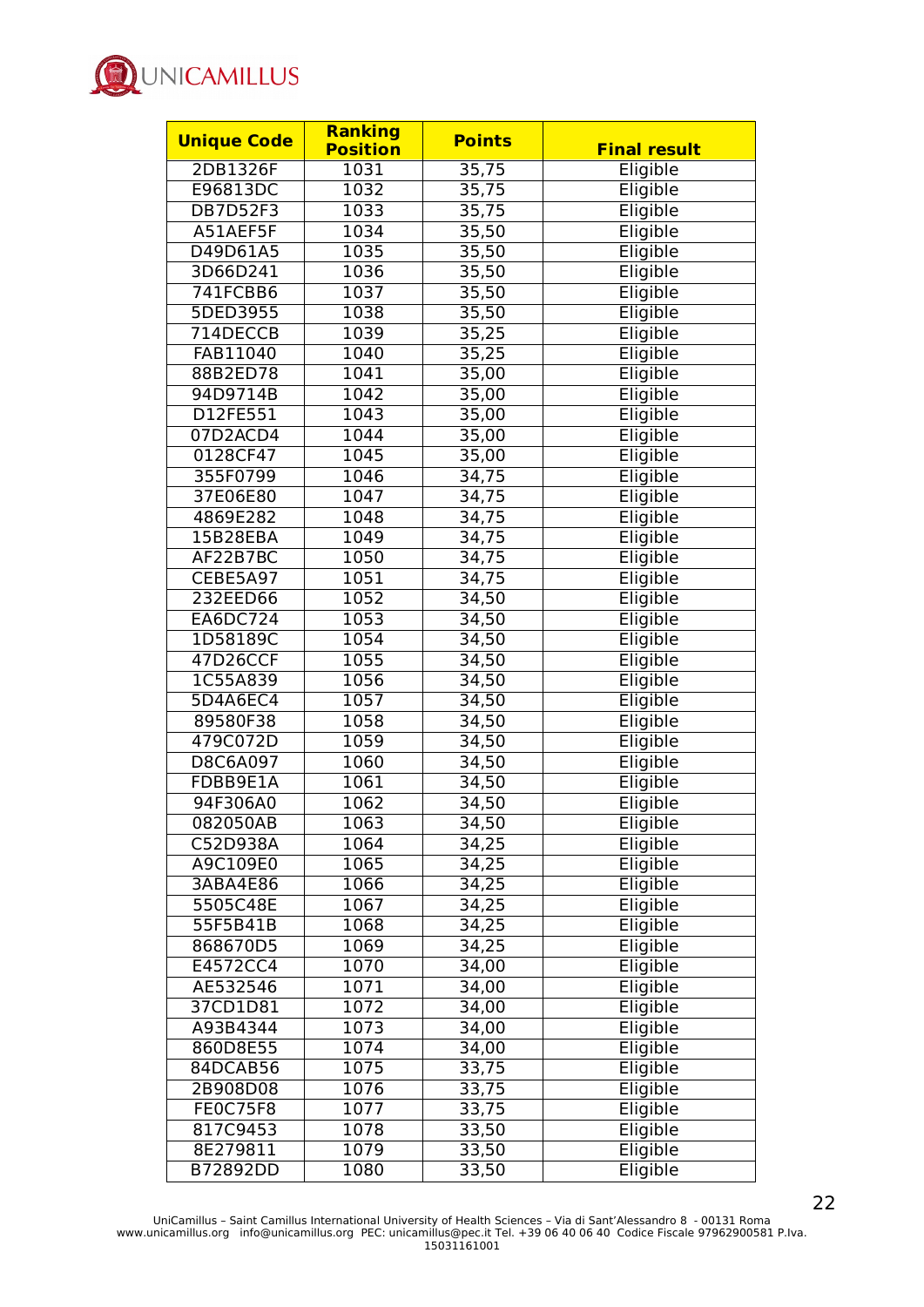| Unique Code | Ranking Position | Points | Final result |
|---|---|---|---|
| 2DB1326F | 1031 | 35,75 | Eligible |
| E96813DC | 1032 | 35,75 | Eligible |
| DB7D52F3 | 1033 | 35,75 | Eligible |
| A51AEF5F | 1034 | 35,50 | Eligible |
| D49D61A5 | 1035 | 35,50 | Eligible |
| 3D66D241 | 1036 | 35,50 | Eligible |
| 741FCBB6 | 1037 | 35,50 | Eligible |
| 5DED3955 | 1038 | 35,50 | Eligible |
| 714DECCB | 1039 | 35,25 | Eligible |
| FAB11040 | 1040 | 35,25 | Eligible |
| 88B2ED78 | 1041 | 35,00 | Eligible |
| 94D9714B | 1042 | 35,00 | Eligible |
| D12FE551 | 1043 | 35,00 | Eligible |
| 07D2ACD4 | 1044 | 35,00 | Eligible |
| 0128CF47 | 1045 | 35,00 | Eligible |
| 355F0799 | 1046 | 34,75 | Eligible |
| 37E06E80 | 1047 | 34,75 | Eligible |
| 4869E282 | 1048 | 34,75 | Eligible |
| 15B28EBA | 1049 | 34,75 | Eligible |
| AF22B7BC | 1050 | 34,75 | Eligible |
| CEBE5A97 | 1051 | 34,75 | Eligible |
| 232EED66 | 1052 | 34,50 | Eligible |
| EA6DC724 | 1053 | 34,50 | Eligible |
| 1D58189C | 1054 | 34,50 | Eligible |
| 47D26CCF | 1055 | 34,50 | Eligible |
| 1C55A839 | 1056 | 34,50 | Eligible |
| 5D4A6EC4 | 1057 | 34,50 | Eligible |
| 89580F38 | 1058 | 34,50 | Eligible |
| 479C072D | 1059 | 34,50 | Eligible |
| D8C6A097 | 1060 | 34,50 | Eligible |
| FDBB9E1A | 1061 | 34,50 | Eligible |
| 94F306A0 | 1062 | 34,50 | Eligible |
| 082050AB | 1063 | 34,50 | Eligible |
| C52D938A | 1064 | 34,25 | Eligible |
| A9C109E0 | 1065 | 34,25 | Eligible |
| 3ABA4E86 | 1066 | 34,25 | Eligible |
| 5505C48E | 1067 | 34,25 | Eligible |
| 55F5B41B | 1068 | 34,25 | Eligible |
| 868670D5 | 1069 | 34,25 | Eligible |
| E4572CC4 | 1070 | 34,00 | Eligible |
| AE532546 | 1071 | 34,00 | Eligible |
| 37CD1D81 | 1072 | 34,00 | Eligible |
| A93B4344 | 1073 | 34,00 | Eligible |
| 860D8E55 | 1074 | 34,00 | Eligible |
| 84DCAB56 | 1075 | 33,75 | Eligible |
| 2B908D08 | 1076 | 33,75 | Eligible |
| FE0C75F8 | 1077 | 33,75 | Eligible |
| 817C9453 | 1078 | 33,50 | Eligible |
| 8E279811 | 1079 | 33,50 | Eligible |
| B72892DD | 1080 | 33,50 | Eligible |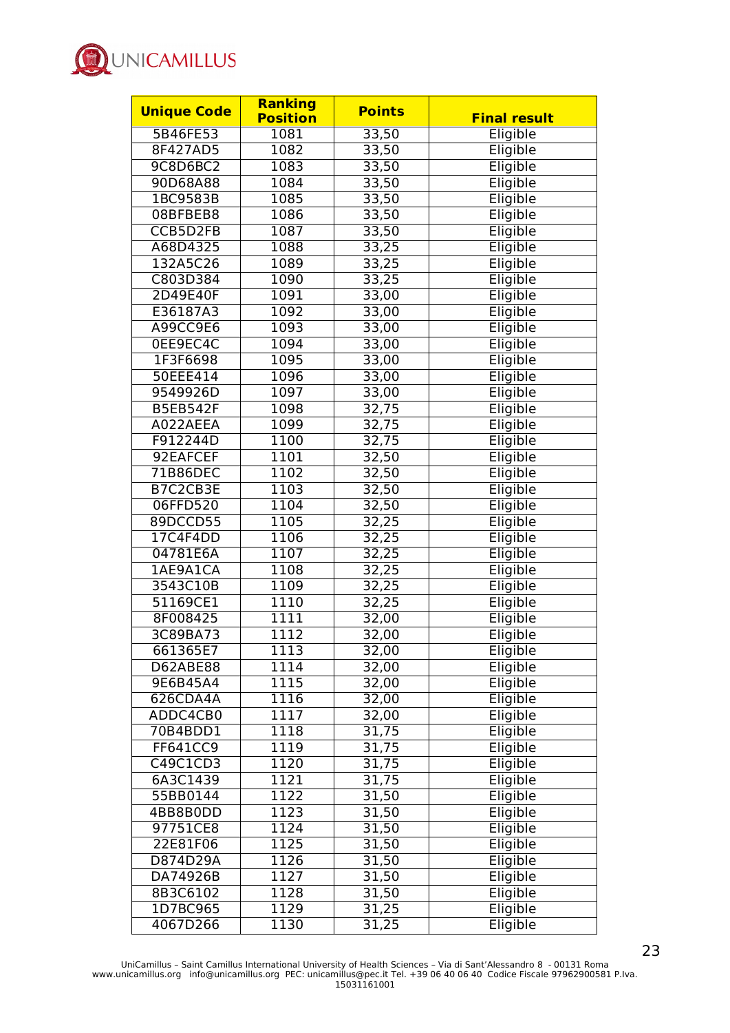| Unique Code | Ranking Position | Points | Final result |
|---|---|---|---|
| 5B46FE53 | 1081 | 33,50 | Eligible |
| 8F427AD5 | 1082 | 33,50 | Eligible |
| 9C8D6BC2 | 1083 | 33,50 | Eligible |
| 90D68A88 | 1084 | 33,50 | Eligible |
| 1BC9583B | 1085 | 33,50 | Eligible |
| 08BFBEB8 | 1086 | 33,50 | Eligible |
| CCB5D2FB | 1087 | 33,50 | Eligible |
| A68D4325 | 1088 | 33,25 | Eligible |
| 132A5C26 | 1089 | 33,25 | Eligible |
| C803D384 | 1090 | 33,25 | Eligible |
| 2D49E40F | 1091 | 33,00 | Eligible |
| E36187A3 | 1092 | 33,00 | Eligible |
| A99CC9E6 | 1093 | 33,00 | Eligible |
| 0EE9EC4C | 1094 | 33,00 | Eligible |
| 1F3F6698 | 1095 | 33,00 | Eligible |
| 50EEE414 | 1096 | 33,00 | Eligible |
| 9549926D | 1097 | 33,00 | Eligible |
| B5EB542F | 1098 | 32,75 | Eligible |
| A022AEEA | 1099 | 32,75 | Eligible |
| F912244D | 1100 | 32,75 | Eligible |
| 92EAFCEF | 1101 | 32,50 | Eligible |
| 71B86DEC | 1102 | 32,50 | Eligible |
| B7C2CB3E | 1103 | 32,50 | Eligible |
| 06FFD520 | 1104 | 32,50 | Eligible |
| 89DCCD55 | 1105 | 32,25 | Eligible |
| 17C4F4DD | 1106 | 32,25 | Eligible |
| 04781E6A | 1107 | 32,25 | Eligible |
| 1AE9A1CA | 1108 | 32,25 | Eligible |
| 3543C10B | 1109 | 32,25 | Eligible |
| 51169CE1 | 1110 | 32,25 | Eligible |
| 8F008425 | 1111 | 32,00 | Eligible |
| 3C89BA73 | 1112 | 32,00 | Eligible |
| 661365E7 | 1113 | 32,00 | Eligible |
| D62ABE88 | 1114 | 32,00 | Eligible |
| 9E6B45A4 | 1115 | 32,00 | Eligible |
| 626CDA4A | 1116 | 32,00 | Eligible |
| ADDC4CB0 | 1117 | 32,00 | Eligible |
| 70B4BDD1 | 1118 | 31,75 | Eligible |
| FF641CC9 | 1119 | 31,75 | Eligible |
| C49C1CD3 | 1120 | 31,75 | Eligible |
| 6A3C1439 | 1121 | 31,75 | Eligible |
| 55BB0144 | 1122 | 31,50 | Eligible |
| 4BB8B0DD | 1123 | 31,50 | Eligible |
| 97751CE8 | 1124 | 31,50 | Eligible |
| 22E81F06 | 1125 | 31,50 | Eligible |
| D874D29A | 1126 | 31,50 | Eligible |
| DA74926B | 1127 | 31,50 | Eligible |
| 8B3C6102 | 1128 | 31,50 | Eligible |
| 1D7BC965 | 1129 | 31,25 | Eligible |
| 4067D266 | 1130 | 31,25 | Eligible |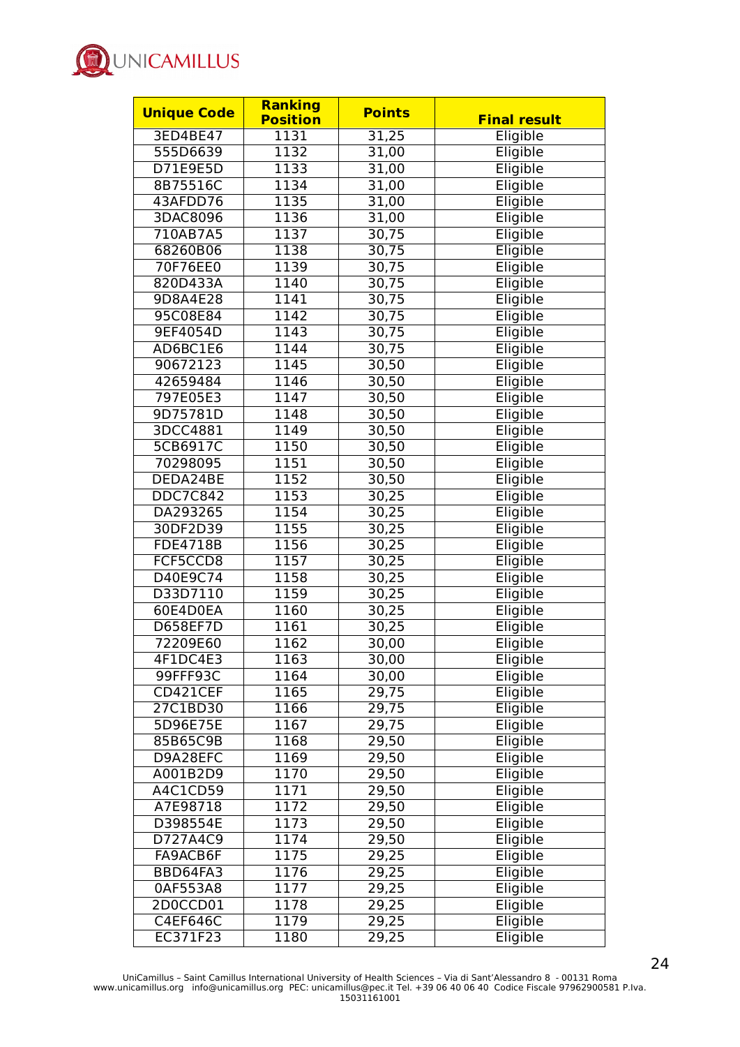| Unique Code | Ranking Position | Points | Final result |
|---|---|---|---|
| 3ED4BE47 | 1131 | 31,25 | Eligible |
| 555D6639 | 1132 | 31,00 | Eligible |
| D71E9E5D | 1133 | 31,00 | Eligible |
| 8B75516C | 1134 | 31,00 | Eligible |
| 43AFDD76 | 1135 | 31,00 | Eligible |
| 3DAC8096 | 1136 | 31,00 | Eligible |
| 710AB7A5 | 1137 | 30,75 | Eligible |
| 68260B06 | 1138 | 30,75 | Eligible |
| 70F76EE0 | 1139 | 30,75 | Eligible |
| 820D433A | 1140 | 30,75 | Eligible |
| 9D8A4E28 | 1141 | 30,75 | Eligible |
| 95C08E84 | 1142 | 30,75 | Eligible |
| 9EF4054D | 1143 | 30,75 | Eligible |
| AD6BC1E6 | 1144 | 30,75 | Eligible |
| 90672123 | 1145 | 30,50 | Eligible |
| 42659484 | 1146 | 30,50 | Eligible |
| 797E05E3 | 1147 | 30,50 | Eligible |
| 9D75781D | 1148 | 30,50 | Eligible |
| 3DCC4881 | 1149 | 30,50 | Eligible |
| 5CB6917C | 1150 | 30,50 | Eligible |
| 70298095 | 1151 | 30,50 | Eligible |
| DEDA24BE | 1152 | 30,50 | Eligible |
| DDC7C842 | 1153 | 30,25 | Eligible |
| DA293265 | 1154 | 30,25 | Eligible |
| 30DF2D39 | 1155 | 30,25 | Eligible |
| FDE4718B | 1156 | 30,25 | Eligible |
| FCF5CCD8 | 1157 | 30,25 | Eligible |
| D40E9C74 | 1158 | 30,25 | Eligible |
| D33D7110 | 1159 | 30,25 | Eligible |
| 60E4D0EA | 1160 | 30,25 | Eligible |
| D658EF7D | 1161 | 30,25 | Eligible |
| 72209E60 | 1162 | 30,00 | Eligible |
| 4F1DC4E3 | 1163 | 30,00 | Eligible |
| 99FFF93C | 1164 | 30,00 | Eligible |
| CD421CEF | 1165 | 29,75 | Eligible |
| 27C1BD30 | 1166 | 29,75 | Eligible |
| 5D96E75E | 1167 | 29,75 | Eligible |
| 85B65C9B | 1168 | 29,50 | Eligible |
| D9A28EFC | 1169 | 29,50 | Eligible |
| A001B2D9 | 1170 | 29,50 | Eligible |
| A4C1CD59 | 1171 | 29,50 | Eligible |
| A7E98718 | 1172 | 29,50 | Eligible |
| D398554E | 1173 | 29,50 | Eligible |
| D727A4C9 | 1174 | 29,50 | Eligible |
| FA9ACB6F | 1175 | 29,25 | Eligible |
| BBD64FA3 | 1176 | 29,25 | Eligible |
| 0AF553A8 | 1177 | 29,25 | Eligible |
| 2D0CCD01 | 1178 | 29,25 | Eligible |
| C4EF646C | 1179 | 29,25 | Eligible |
| EC371F23 | 1180 | 29,25 | Eligible |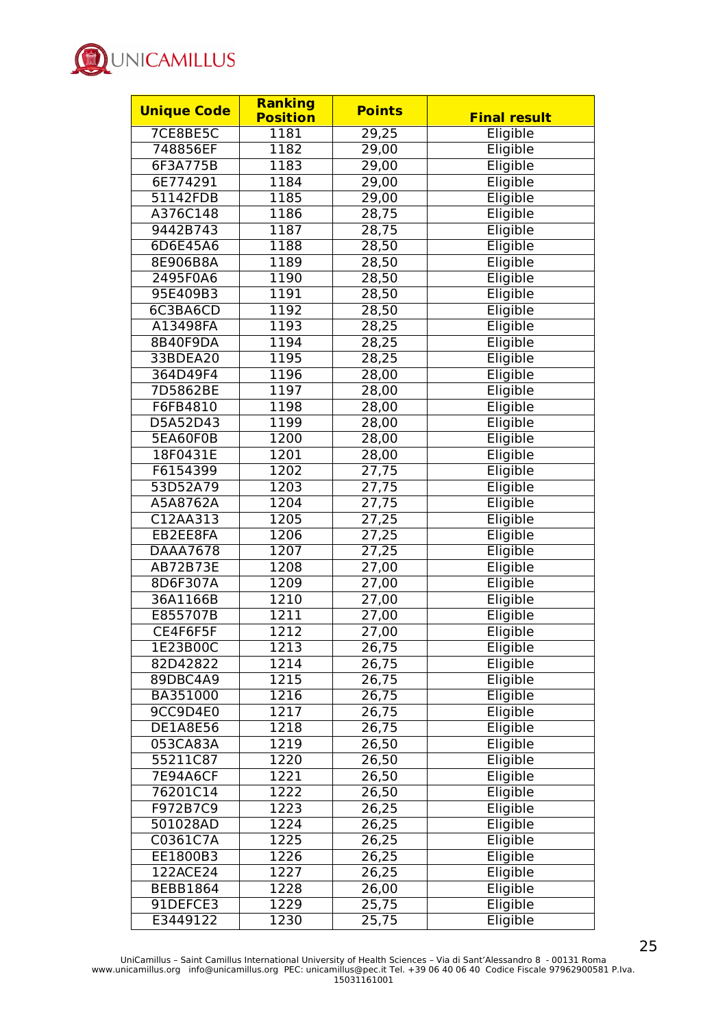| Unique Code | Ranking Position | Points | Final result |
|---|---|---|---|
| 7CE8BE5C | 1181 | 29,25 | Eligible |
| 748856EF | 1182 | 29,00 | Eligible |
| 6F3A775B | 1183 | 29,00 | Eligible |
| 6E774291 | 1184 | 29,00 | Eligible |
| 51142FDB | 1185 | 29,00 | Eligible |
| A376C148 | 1186 | 28,75 | Eligible |
| 9442B743 | 1187 | 28,75 | Eligible |
| 6D6E45A6 | 1188 | 28,50 | Eligible |
| 8E906B8A | 1189 | 28,50 | Eligible |
| 2495F0A6 | 1190 | 28,50 | Eligible |
| 95E409B3 | 1191 | 28,50 | Eligible |
| 6C3BA6CD | 1192 | 28,50 | Eligible |
| A13498FA | 1193 | 28,25 | Eligible |
| 8B40F9DA | 1194 | 28,25 | Eligible |
| 33BDEA20 | 1195 | 28,25 | Eligible |
| 364D49F4 | 1196 | 28,00 | Eligible |
| 7D5862BE | 1197 | 28,00 | Eligible |
| F6FB4810 | 1198 | 28,00 | Eligible |
| D5A52D43 | 1199 | 28,00 | Eligible |
| 5EA60F0B | 1200 | 28,00 | Eligible |
| 18F0431E | 1201 | 28,00 | Eligible |
| F6154399 | 1202 | 27,75 | Eligible |
| 53D52A79 | 1203 | 27,75 | Eligible |
| A5A8762A | 1204 | 27,75 | Eligible |
| C12AA313 | 1205 | 27,25 | Eligible |
| EB2EE8FA | 1206 | 27,25 | Eligible |
| DAAA7678 | 1207 | 27,25 | Eligible |
| AB72B73E | 1208 | 27,00 | Eligible |
| 8D6F307A | 1209 | 27,00 | Eligible |
| 36A1166B | 1210 | 27,00 | Eligible |
| E855707B | 1211 | 27,00 | Eligible |
| CE4F6F5F | 1212 | 27,00 | Eligible |
| 1E23B00C | 1213 | 26,75 | Eligible |
| 82D42822 | 1214 | 26,75 | Eligible |
| 89DBC4A9 | 1215 | 26,75 | Eligible |
| BA351000 | 1216 | 26,75 | Eligible |
| 9CC9D4E0 | 1217 | 26,75 | Eligible |
| DE1A8E56 | 1218 | 26,75 | Eligible |
| 053CA83A | 1219 | 26,50 | Eligible |
| 55211C87 | 1220 | 26,50 | Eligible |
| 7E94A6CF | 1221 | 26,50 | Eligible |
| 76201C14 | 1222 | 26,50 | Eligible |
| F972B7C9 | 1223 | 26,25 | Eligible |
| 501028AD | 1224 | 26,25 | Eligible |
| C0361C7A | 1225 | 26,25 | Eligible |
| EE1800B3 | 1226 | 26,25 | Eligible |
| 122ACE24 | 1227 | 26,25 | Eligible |
| BEBB1864 | 1228 | 26,00 | Eligible |
| 91DEFCE3 | 1229 | 25,75 | Eligible |
| E3449122 | 1230 | 25,75 | Eligible |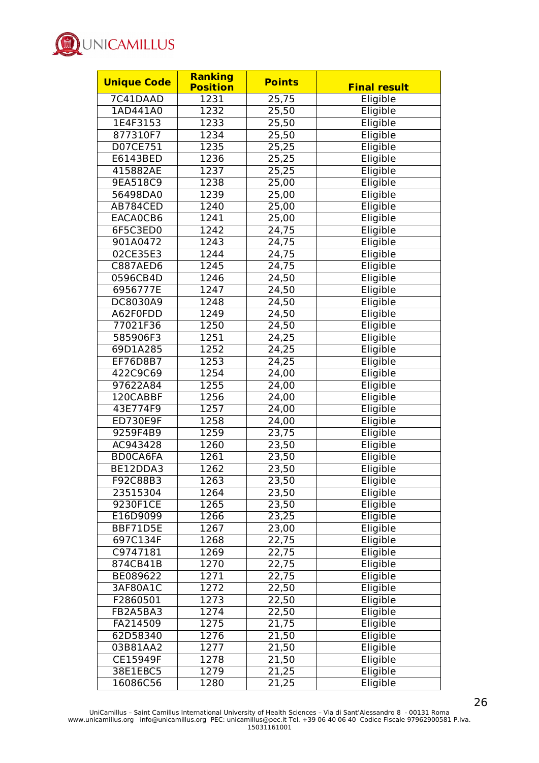| Unique Code | Ranking Position | Points | Final result |
|---|---|---|---|
| 7C41DAAD | 1231 | 25,75 | Eligible |
| 1AD441A0 | 1232 | 25,50 | Eligible |
| 1E4F3153 | 1233 | 25,50 | Eligible |
| 877310F7 | 1234 | 25,50 | Eligible |
| D07CE751 | 1235 | 25,25 | Eligible |
| E6143BED | 1236 | 25,25 | Eligible |
| 415882AE | 1237 | 25,25 | Eligible |
| 9EA518C9 | 1238 | 25,00 | Eligible |
| 56498DA0 | 1239 | 25,00 | Eligible |
| AB784CED | 1240 | 25,00 | Eligible |
| EACA0CB6 | 1241 | 25,00 | Eligible |
| 6F5C3ED0 | 1242 | 24,75 | Eligible |
| 901A0472 | 1243 | 24,75 | Eligible |
| 02CE35E3 | 1244 | 24,75 | Eligible |
| C887AED6 | 1245 | 24,75 | Eligible |
| 0596CB4D | 1246 | 24,50 | Eligible |
| 6956777E | 1247 | 24,50 | Eligible |
| DC8030A9 | 1248 | 24,50 | Eligible |
| A62F0FDD | 1249 | 24,50 | Eligible |
| 77021F36 | 1250 | 24,50 | Eligible |
| 585906F3 | 1251 | 24,25 | Eligible |
| 69D1A285 | 1252 | 24,25 | Eligible |
| EF76D8B7 | 1253 | 24,25 | Eligible |
| 422C9C69 | 1254 | 24,00 | Eligible |
| 97622A84 | 1255 | 24,00 | Eligible |
| 120CABBF | 1256 | 24,00 | Eligible |
| 43E774F9 | 1257 | 24,00 | Eligible |
| ED730E9F | 1258 | 24,00 | Eligible |
| 9259F4B9 | 1259 | 23,75 | Eligible |
| AC943428 | 1260 | 23,50 | Eligible |
| BD0CA6FA | 1261 | 23,50 | Eligible |
| BE12DDA3 | 1262 | 23,50 | Eligible |
| F92C88B3 | 1263 | 23,50 | Eligible |
| 23515304 | 1264 | 23,50 | Eligible |
| 9230F1CE | 1265 | 23,50 | Eligible |
| E16D9099 | 1266 | 23,25 | Eligible |
| BBF71D5E | 1267 | 23,00 | Eligible |
| 697C134F | 1268 | 22,75 | Eligible |
| C9747181 | 1269 | 22,75 | Eligible |
| 874CB41B | 1270 | 22,75 | Eligible |
| BE089622 | 1271 | 22,75 | Eligible |
| 3AF80A1C | 1272 | 22,50 | Eligible |
| F2860501 | 1273 | 22,50 | Eligible |
| FB2A5BA3 | 1274 | 22,50 | Eligible |
| FA214509 | 1275 | 21,75 | Eligible |
| 62D58340 | 1276 | 21,50 | Eligible |
| 03B81AA2 | 1277 | 21,50 | Eligible |
| CE15949F | 1278 | 21,50 | Eligible |
| 38E1EBC5 | 1279 | 21,25 | Eligible |
| 16086C56 | 1280 | 21,25 | Eligible |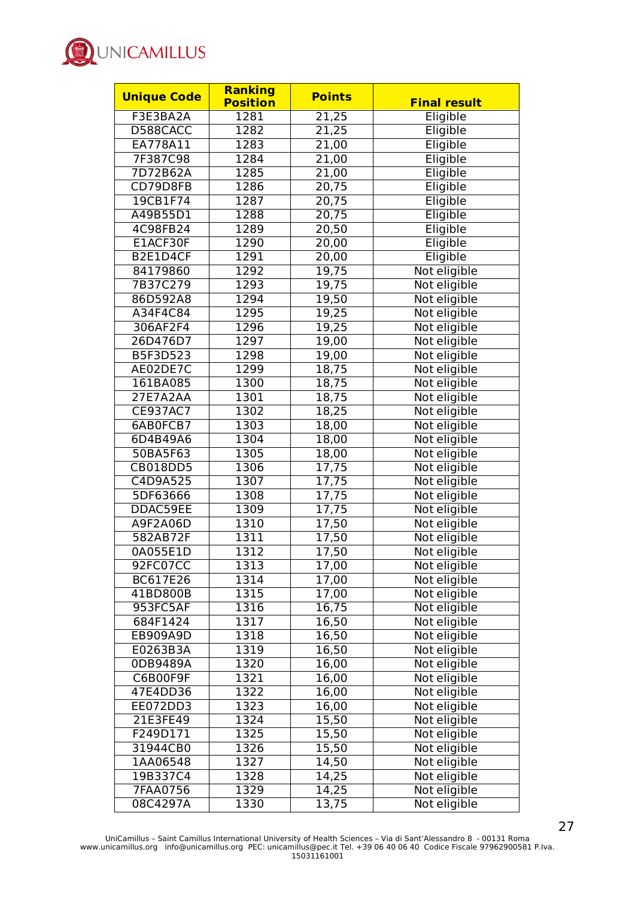| Unique Code | Ranking Position | Points | Final result |
|---|---|---|---|
| F3E3BA2A | 1281 | 21,25 | Eligible |
| D588CACC | 1282 | 21,25 | Eligible |
| EA778A11 | 1283 | 21,00 | Eligible |
| 7F387C98 | 1284 | 21,00 | Eligible |
| 7D72B62A | 1285 | 21,00 | Eligible |
| CD79D8FB | 1286 | 20,75 | Eligible |
| 19CB1F74 | 1287 | 20,75 | Eligible |
| A49B55D1 | 1288 | 20,75 | Eligible |
| 4C98FB24 | 1289 | 20,50 | Eligible |
| E1ACF30F | 1290 | 20,00 | Eligible |
| B2E1D4CF | 1291 | 20,00 | Eligible |
| 84179860 | 1292 | 19,75 | Not eligible |
| 7B37C279 | 1293 | 19,75 | Not eligible |
| 86D592A8 | 1294 | 19,50 | Not eligible |
| A34F4C84 | 1295 | 19,25 | Not eligible |
| 306AF2F4 | 1296 | 19,25 | Not eligible |
| 26D476D7 | 1297 | 19,00 | Not eligible |
| B5F3D523 | 1298 | 19,00 | Not eligible |
| AE02DE7C | 1299 | 18,75 | Not eligible |
| 161BA085 | 1300 | 18,75 | Not eligible |
| 27E7A2AA | 1301 | 18,75 | Not eligible |
| CE937AC7 | 1302 | 18,25 | Not eligible |
| 6AB0FCB7 | 1303 | 18,00 | Not eligible |
| 6D4B49A6 | 1304 | 18,00 | Not eligible |
| 50BA5F63 | 1305 | 18,00 | Not eligible |
| CB018DD5 | 1306 | 17,75 | Not eligible |
| C4D9A525 | 1307 | 17,75 | Not eligible |
| 5DF63666 | 1308 | 17,75 | Not eligible |
| DDAC59EE | 1309 | 17,75 | Not eligible |
| A9F2A06D | 1310 | 17,50 | Not eligible |
| 582AB72F | 1311 | 17,50 | Not eligible |
| 0A055E1D | 1312 | 17,50 | Not eligible |
| 92FC07CC | 1313 | 17,00 | Not eligible |
| BC617E26 | 1314 | 17,00 | Not eligible |
| 41BD800B | 1315 | 17,00 | Not eligible |
| 953FC5AF | 1316 | 16,75 | Not eligible |
| 684F1424 | 1317 | 16,50 | Not eligible |
| EB909A9D | 1318 | 16,50 | Not eligible |
| E0263B3A | 1319 | 16,50 | Not eligible |
| 0DB9489A | 1320 | 16,00 | Not eligible |
| C6B00F9F | 1321 | 16,00 | Not eligible |
| 47E4DD36 | 1322 | 16,00 | Not eligible |
| EE072DD3 | 1323 | 16,00 | Not eligible |
| 21E3FE49 | 1324 | 15,50 | Not eligible |
| F249D171 | 1325 | 15,50 | Not eligible |
| 31944CB0 | 1326 | 15,50 | Not eligible |
| 1AA06548 | 1327 | 14,50 | Not eligible |
| 19B337C4 | 1328 | 14,25 | Not eligible |
| 7FAA0756 | 1329 | 14,25 | Not eligible |
| 08C4297A | 1330 | 13,75 | Not eligible |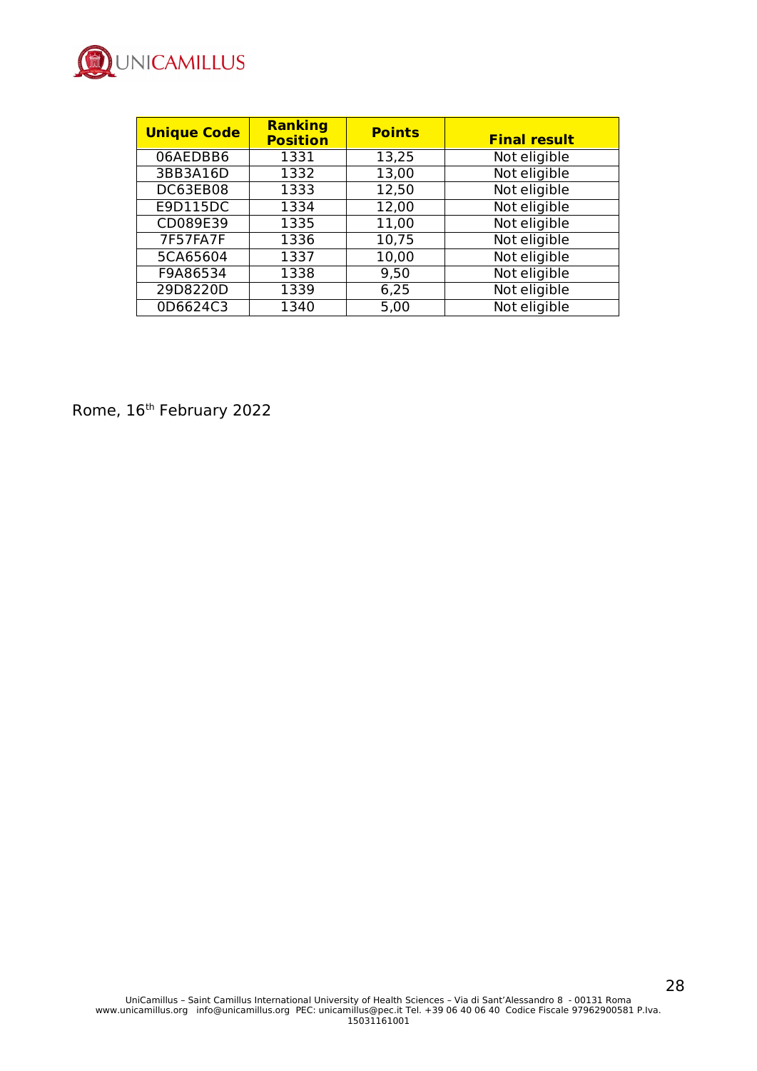| Unique Code | Ranking Position | Points | Final result |
|---|---|---|---|
| 06AEDBB6 | 1331 | 13,25 | Not eligible |
| 3BB3A16D | 1332 | 13,00 | Not eligible |
| DC63EB08 | 1333 | 12,50 | Not eligible |
| E9D115DC | 1334 | 12,00 | Not eligible |
| CD089E39 | 1335 | 11,00 | Not eligible |
| 7F57FA7F | 1336 | 10,75 | Not eligible |
| 5CA65604 | 1337 | 10,00 | Not eligible |
| F9A86534 | 1338 | 9,50 | Not eligible |
| 29D8220D | 1339 | 6,25 | Not eligible |
| 0D6624C3 | 1340 | 5,00 | Not eligible |

Rome, 16th February 2022